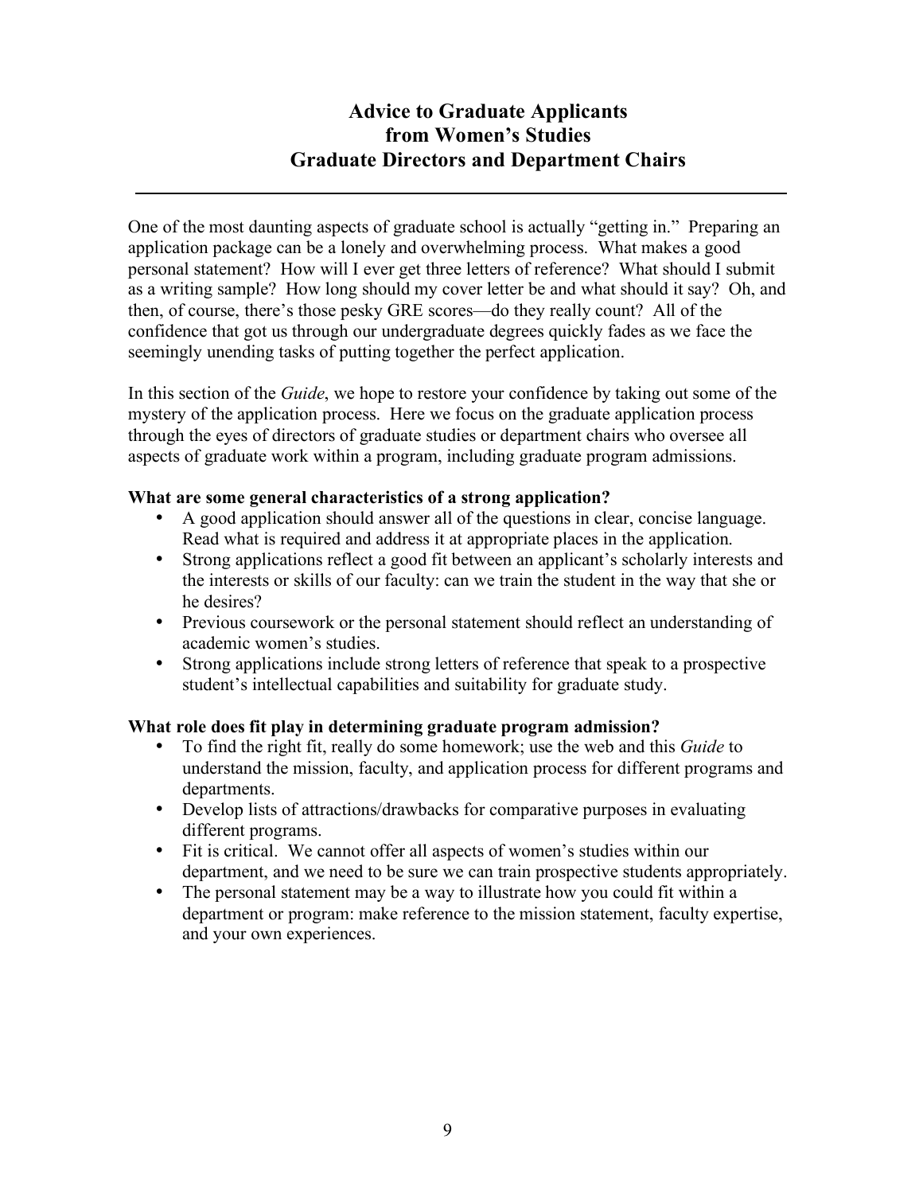# Advice to Graduate Applicants from Women's Studies Graduate Directors and Department Chairs

---

One of the most daunting aspects of graduate school is actually "getting in." Preparing an application package can be a lonely and overwhelming process. What makes a good personal statement? How will I ever get three letters of reference? What should I submit as a writing sample? How long should my cover letter be and what should it say? Oh, and then, of course, there's those pesky GRE scores—do they really count? All of the confidence that got us through our undergraduate degrees quickly fades as we face the seemingly unending tasks of putting together the perfect application.

In this section of the *Guide*, we hope to restore your confidence by taking out some of the mystery of the application process. Here we focus on the graduate application process through the eyes of directors of graduate studies or department chairs who oversee all aspects of graduate work within a program, including graduate program admissions.

**What are some general characteristics of a strong application?**

- A good application should answer all of the questions in clear, concise language. Read what is required and address it at appropriate places in the application.
- Strong applications reflect a good fit between an applicant's scholarly interests and the interests or skills of our faculty: can we train the student in the way that she or he desires?
- Previous coursework or the personal statement should reflect an understanding of academic women's studies.
- Strong applications include strong letters of reference that speak to a prospective student's intellectual capabilities and suitability for graduate study.

**What role does fit play in determining graduate program admission?**

- To find the right fit, really do some homework; use the web and this *Guide* to understand the mission, faculty, and application process for different programs and departments.
- Develop lists of attractions/drawbacks for comparative purposes in evaluating different programs.
- Fit is critical. We cannot offer all aspects of women's studies within our department, and we need to be sure we can train prospective students appropriately.
- The personal statement may be a way to illustrate how you could fit within a department or program: make reference to the mission statement, faculty expertise, and your own experiences.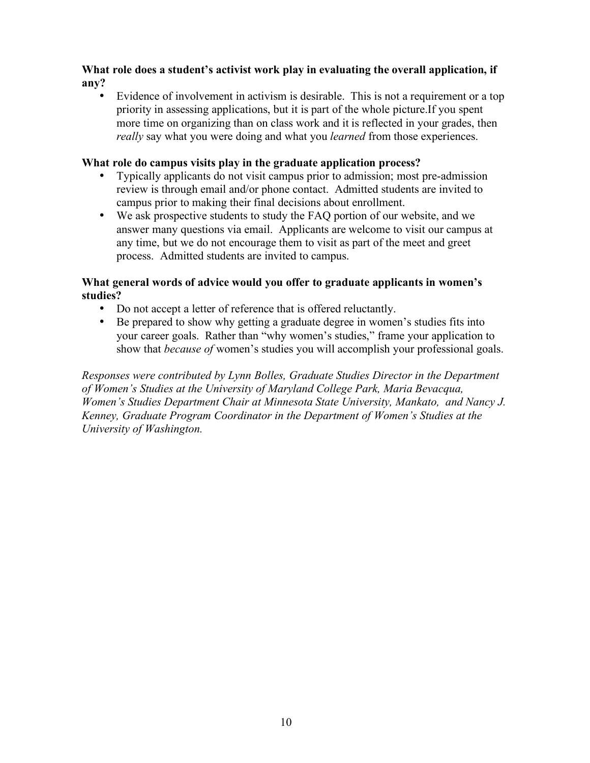**What role does a student's activist work play in evaluating the overall application, if any?**

- Evidence of involvement in activism is desirable. This is not a requirement or a top priority in assessing applications, but it is part of the whole picture.If you spent more time on organizing than on class work and it is reflected in your grades, then *really* say what you were doing and what you *learned* from those experiences.

**What role do campus visits play in the graduate application process?**

- Typically applicants do not visit campus prior to admission; most pre-admission review is through email and/or phone contact. Admitted students are invited to campus prior to making their final decisions about enrollment.
- We ask prospective students to study the FAQ portion of our website, and we answer many questions via email. Applicants are welcome to visit our campus at any time, but we do not encourage them to visit as part of the meet and greet process. Admitted students are invited to campus.

**What general words of advice would you offer to graduate applicants in women's studies?**

- Do not accept a letter of reference that is offered reluctantly.
- Be prepared to show why getting a graduate degree in women's studies fits into your career goals. Rather than "why women's studies," frame your application to show that *because of* women's studies you will accomplish your professional goals.

*Responses were contributed by Lynn Bolles, Graduate Studies Director in the Department of Women's Studies at the University of Maryland College Park, Maria Bevacqua, Women's Studies Department Chair at Minnesota State University, Mankato, and Nancy J. Kenney, Graduate Program Coordinator in the Department of Women's Studies at the University of Washington.*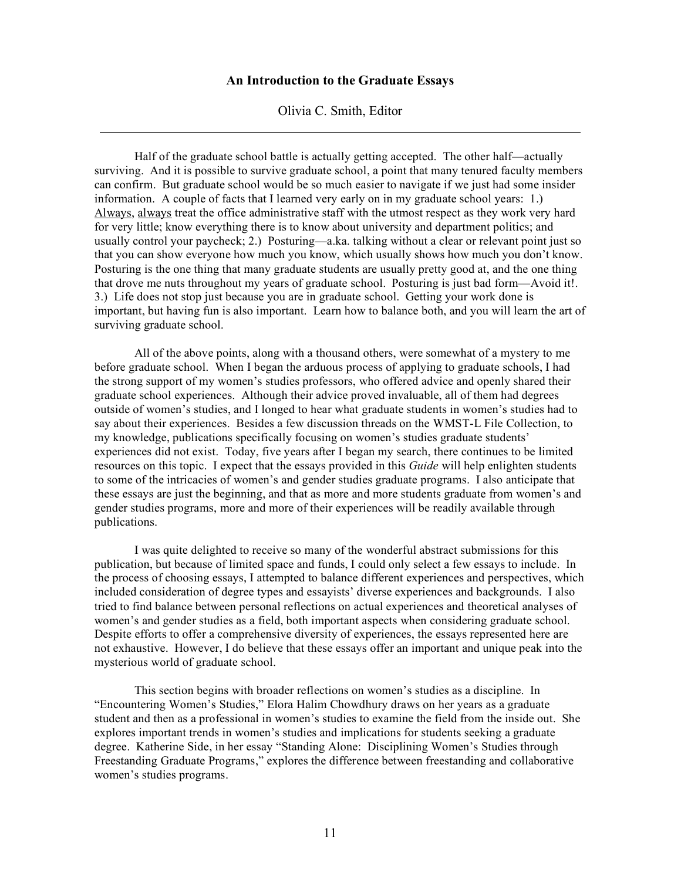## An Introduction to the Graduate Essays

Olivia C. Smith, Editor

---

Half of the graduate school battle is actually getting accepted. The other half—actually surviving. And it is possible to survive graduate school, a point that many tenured faculty members can confirm. But graduate school would be so much easier to navigate if we just had some insider information. A couple of facts that I learned very early on in my graduate school years: 1.) Always, always treat the office administrative staff with the utmost respect as they work very hard for very little; know everything there is to know about university and department politics; and usually control your paycheck; 2.) Posturing—a.ka. talking without a clear or relevant point just so that you can show everyone how much you know, which usually shows how much you don't know. Posturing is the one thing that many graduate students are usually pretty good at, and the one thing that drove me nuts throughout my years of graduate school. Posturing is just bad form—Avoid it!. 3.) Life does not stop just because you are in graduate school. Getting your work done is important, but having fun is also important. Learn how to balance both, and you will learn the art of surviving graduate school.

All of the above points, along with a thousand others, were somewhat of a mystery to me before graduate school. When I began the arduous process of applying to graduate schools, I had the strong support of my women's studies professors, who offered advice and openly shared their graduate school experiences. Although their advice proved invaluable, all of them had degrees outside of women's studies, and I longed to hear what graduate students in women's studies had to say about their experiences. Besides a few discussion threads on the WMST-L File Collection, to my knowledge, publications specifically focusing on women's studies graduate students' experiences did not exist. Today, five years after I began my search, there continues to be limited resources on this topic. I expect that the essays provided in this *Guide* will help enlighten students to some of the intricacies of women's and gender studies graduate programs. I also anticipate that these essays are just the beginning, and that as more and more students graduate from women's and gender studies programs, more and more of their experiences will be readily available through publications.

I was quite delighted to receive so many of the wonderful abstract submissions for this publication, but because of limited space and funds, I could only select a few essays to include. In the process of choosing essays, I attempted to balance different experiences and perspectives, which included consideration of degree types and essayists' diverse experiences and backgrounds. I also tried to find balance between personal reflections on actual experiences and theoretical analyses of women's and gender studies as a field, both important aspects when considering graduate school. Despite efforts to offer a comprehensive diversity of experiences, the essays represented here are not exhaustive. However, I do believe that these essays offer an important and unique peak into the mysterious world of graduate school.

This section begins with broader reflections on women's studies as a discipline. In "Encountering Women's Studies," Elora Halim Chowdhury draws on her years as a graduate student and then as a professional in women's studies to examine the field from the inside out. She explores important trends in women's studies and implications for students seeking a graduate degree. Katherine Side, in her essay "Standing Alone: Disciplining Women's Studies through Freestanding Graduate Programs," explores the difference between freestanding and collaborative women's studies programs.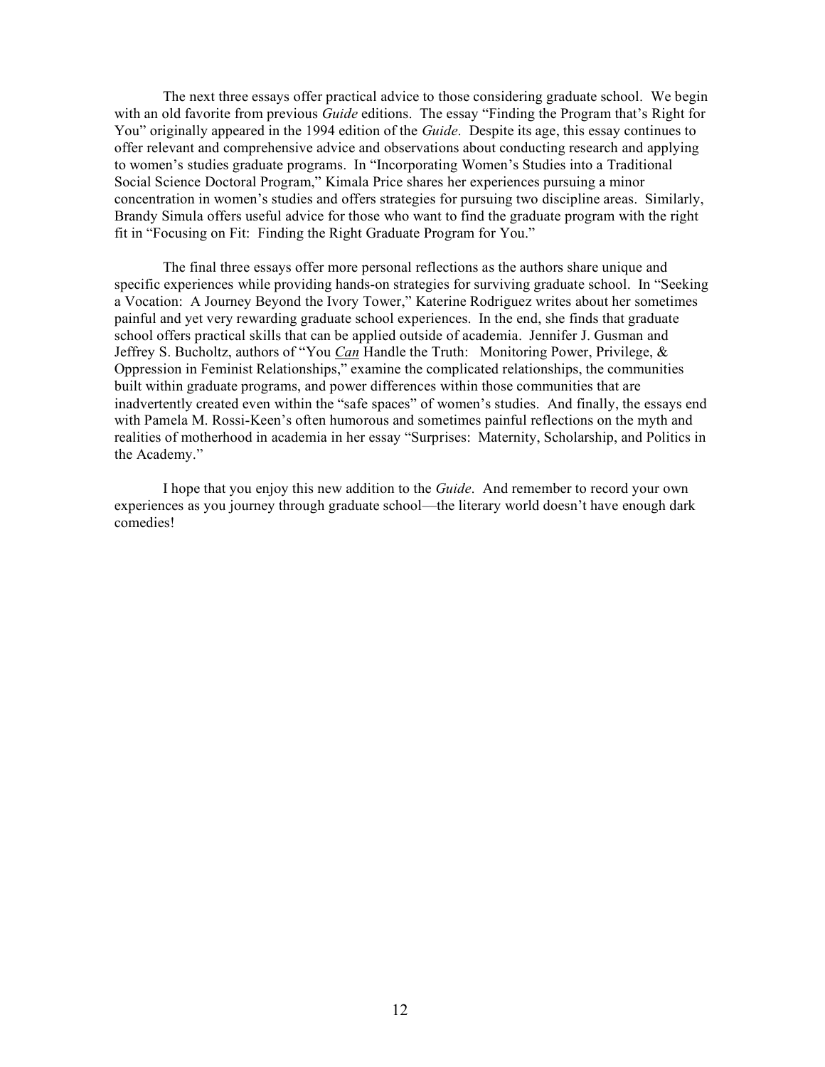The next three essays offer practical advice to those considering graduate school. We begin with an old favorite from previous *Guide* editions. The essay "Finding the Program that's Right for You" originally appeared in the 1994 edition of the *Guide*. Despite its age, this essay continues to offer relevant and comprehensive advice and observations about conducting research and applying to women's studies graduate programs. In "Incorporating Women's Studies into a Traditional Social Science Doctoral Program," Kimala Price shares her experiences pursuing a minor concentration in women's studies and offers strategies for pursuing two discipline areas. Similarly, Brandy Simula offers useful advice for those who want to find the graduate program with the right fit in "Focusing on Fit: Finding the Right Graduate Program for You."

The final three essays offer more personal reflections as the authors share unique and specific experiences while providing hands-on strategies for surviving graduate school. In "Seeking a Vocation: A Journey Beyond the Ivory Tower," Katerine Rodriguez writes about her sometimes painful and yet very rewarding graduate school experiences. In the end, she finds that graduate school offers practical skills that can be applied outside of academia. Jennifer J. Gusman and Jeffrey S. Bucholtz, authors of "You ***Can*** Handle the Truth: Monitoring Power, Privilege, & Oppression in Feminist Relationships," examine the complicated relationships, the communities built within graduate programs, and power differences within those communities that are inadvertently created even within the "safe spaces" of women's studies. And finally, the essays end with Pamela M. Rossi-Keen's often humorous and sometimes painful reflections on the myth and realities of motherhood in academia in her essay "Surprises: Maternity, Scholarship, and Politics in the Academy."

I hope that you enjoy this new addition to the *Guide*. And remember to record your own experiences as you journey through graduate school—the literary world doesn't have enough dark comedies!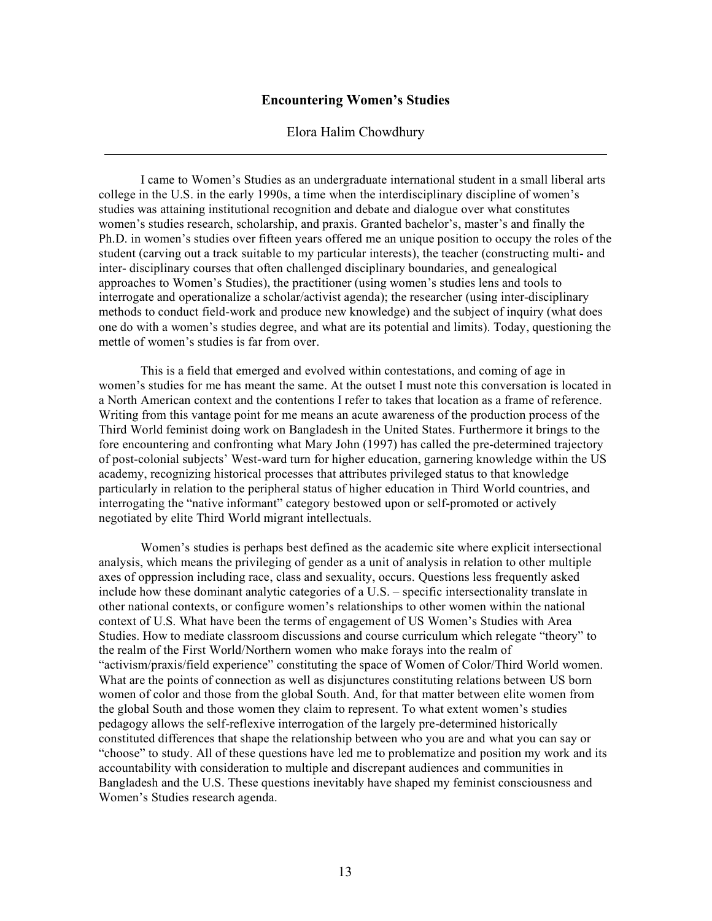## Encountering Women's Studies

Elora Halim Chowdhury

---

I came to Women's Studies as an undergraduate international student in a small liberal arts college in the U.S. in the early 1990s, a time when the interdisciplinary discipline of women's studies was attaining institutional recognition and debate and dialogue over what constitutes women's studies research, scholarship, and praxis. Granted bachelor's, master's and finally the Ph.D. in women's studies over fifteen years offered me an unique position to occupy the roles of the student (carving out a track suitable to my particular interests), the teacher (constructing multi- and inter- disciplinary courses that often challenged disciplinary boundaries, and genealogical approaches to Women's Studies), the practitioner (using women's studies lens and tools to interrogate and operationalize a scholar/activist agenda); the researcher (using inter-disciplinary methods to conduct field-work and produce new knowledge) and the subject of inquiry (what does one do with a women's studies degree, and what are its potential and limits). Today, questioning the mettle of women's studies is far from over.

This is a field that emerged and evolved within contestations, and coming of age in women's studies for me has meant the same. At the outset I must note this conversation is located in a North American context and the contentions I refer to takes that location as a frame of reference. Writing from this vantage point for me means an acute awareness of the production process of the Third World feminist doing work on Bangladesh in the United States. Furthermore it brings to the fore encountering and confronting what Mary John (1997) has called the pre-determined trajectory of post-colonial subjects' West-ward turn for higher education, garnering knowledge within the US academy, recognizing historical processes that attributes privileged status to that knowledge particularly in relation to the peripheral status of higher education in Third World countries, and interrogating the "native informant" category bestowed upon or self-promoted or actively negotiated by elite Third World migrant intellectuals.

Women's studies is perhaps best defined as the academic site where explicit intersectional analysis, which means the privileging of gender as a unit of analysis in relation to other multiple axes of oppression including race, class and sexuality, occurs. Questions less frequently asked include how these dominant analytic categories of a U.S. – specific intersectionality translate in other national contexts, or configure women's relationships to other women within the national context of U.S. What have been the terms of engagement of US Women's Studies with Area Studies. How to mediate classroom discussions and course curriculum which relegate "theory" to the realm of the First World/Northern women who make forays into the realm of "activism/praxis/field experience" constituting the space of Women of Color/Third World women. What are the points of connection as well as disjunctures constituting relations between US born women of color and those from the global South. And, for that matter between elite women from the global South and those women they claim to represent. To what extent women's studies pedagogy allows the self-reflexive interrogation of the largely pre-determined historically constituted differences that shape the relationship between who you are and what you can say or "choose" to study. All of these questions have led me to problematize and position my work and its accountability with consideration to multiple and discrepant audiences and communities in Bangladesh and the U.S. These questions inevitably have shaped my feminist consciousness and Women's Studies research agenda.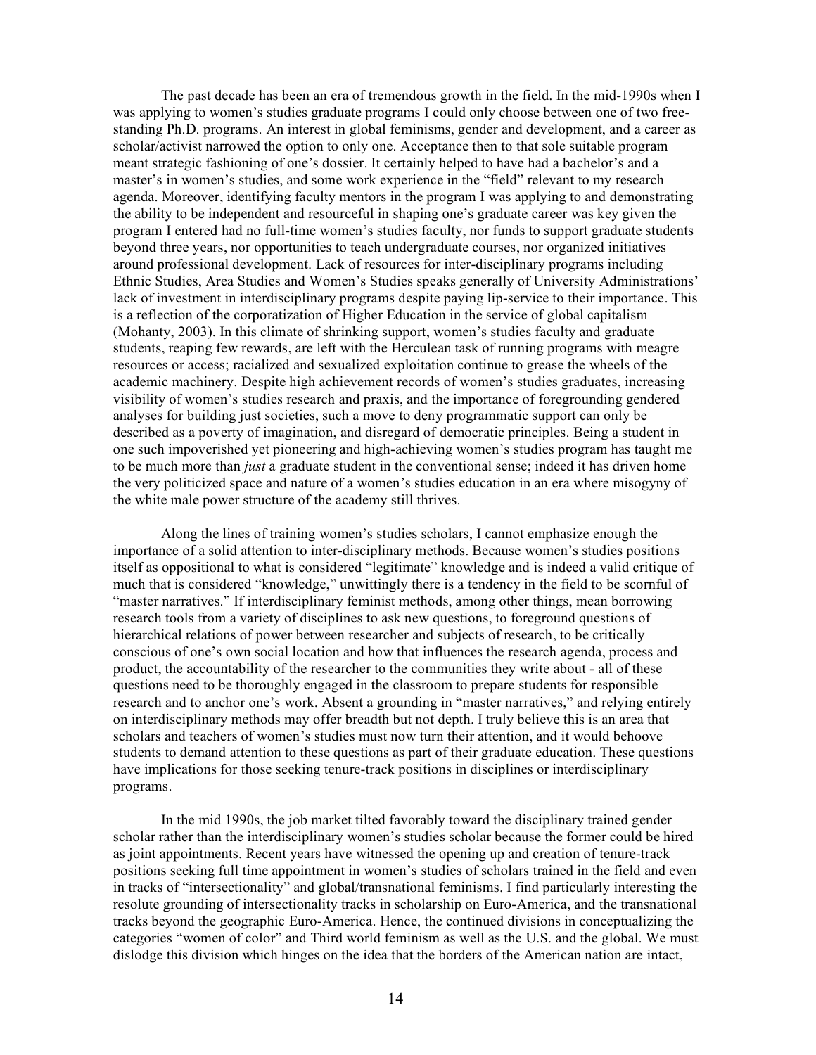The past decade has been an era of tremendous growth in the field. In the mid-1990s when I was applying to women's studies graduate programs I could only choose between one of two free-standing Ph.D. programs. An interest in global feminisms, gender and development, and a career as scholar/activist narrowed the option to only one. Acceptance then to that sole suitable program meant strategic fashioning of one's dossier. It certainly helped to have had a bachelor's and a master's in women's studies, and some work experience in the "field" relevant to my research agenda. Moreover, identifying faculty mentors in the program I was applying to and demonstrating the ability to be independent and resourceful in shaping one's graduate career was key given the program I entered had no full-time women's studies faculty, nor funds to support graduate students beyond three years, nor opportunities to teach undergraduate courses, nor organized initiatives around professional development. Lack of resources for inter-disciplinary programs including Ethnic Studies, Area Studies and Women's Studies speaks generally of University Administrations' lack of investment in interdisciplinary programs despite paying lip-service to their importance. This is a reflection of the corporatization of Higher Education in the service of global capitalism (Mohanty, 2003). In this climate of shrinking support, women's studies faculty and graduate students, reaping few rewards, are left with the Herculean task of running programs with meagre resources or access; racialized and sexualized exploitation continue to grease the wheels of the academic machinery. Despite high achievement records of women's studies graduates, increasing visibility of women's studies research and praxis, and the importance of foregrounding gendered analyses for building just societies, such a move to deny programmatic support can only be described as a poverty of imagination, and disregard of democratic principles. Being a student in one such impoverished yet pioneering and high-achieving women's studies program has taught me to be much more than *just* a graduate student in the conventional sense; indeed it has driven home the very politicized space and nature of a women's studies education in an era where misogyny of the white male power structure of the academy still thrives.

Along the lines of training women's studies scholars, I cannot emphasize enough the importance of a solid attention to inter-disciplinary methods. Because women's studies positions itself as oppositional to what is considered "legitimate" knowledge and is indeed a valid critique of much that is considered "knowledge," unwittingly there is a tendency in the field to be scornful of "master narratives." If interdisciplinary feminist methods, among other things, mean borrowing research tools from a variety of disciplines to ask new questions, to foreground questions of hierarchical relations of power between researcher and subjects of research, to be critically conscious of one's own social location and how that influences the research agenda, process and product, the accountability of the researcher to the communities they write about - all of these questions need to be thoroughly engaged in the classroom to prepare students for responsible research and to anchor one's work. Absent a grounding in "master narratives," and relying entirely on interdisciplinary methods may offer breadth but not depth. I truly believe this is an area that scholars and teachers of women's studies must now turn their attention, and it would behoove students to demand attention to these questions as part of their graduate education. These questions have implications for those seeking tenure-track positions in disciplines or interdisciplinary programs.

In the mid 1990s, the job market tilted favorably toward the disciplinary trained gender scholar rather than the interdisciplinary women's studies scholar because the former could be hired as joint appointments. Recent years have witnessed the opening up and creation of tenure-track positions seeking full time appointment in women's studies of scholars trained in the field and even in tracks of "intersectionality" and global/transnational feminisms. I find particularly interesting the resolute grounding of intersectionality tracks in scholarship on Euro-America, and the transnational tracks beyond the geographic Euro-America. Hence, the continued divisions in conceptualizing the categories "women of color" and Third world feminism as well as the U.S. and the global. We must dislodge this division which hinges on the idea that the borders of the American nation are intact,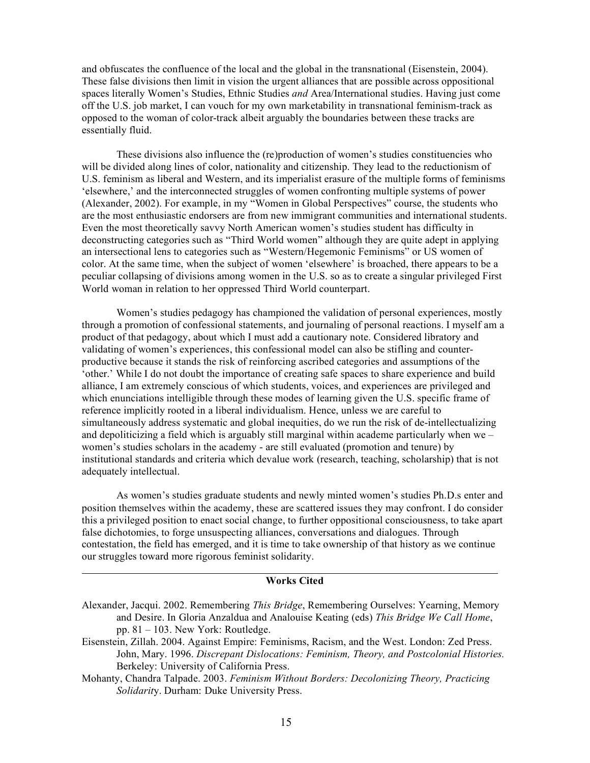and obfuscates the confluence of the local and the global in the transnational (Eisenstein, 2004). These false divisions then limit in vision the urgent alliances that are possible across oppositional spaces literally Women's Studies, Ethnic Studies *and* Area/International studies. Having just come off the U.S. job market, I can vouch for my own marketability in transnational feminism-track as opposed to the woman of color-track albeit arguably the boundaries between these tracks are essentially fluid.

These divisions also influence the (re)production of women's studies constituencies who will be divided along lines of color, nationality and citizenship. They lead to the reductionism of U.S. feminism as liberal and Western, and its imperialist erasure of the multiple forms of feminisms 'elsewhere,' and the interconnected struggles of women confronting multiple systems of power (Alexander, 2002). For example, in my "Women in Global Perspectives" course, the students who are the most enthusiastic endorsers are from new immigrant communities and international students. Even the most theoretically savvy North American women's studies student has difficulty in deconstructing categories such as "Third World women" although they are quite adept in applying an intersectional lens to categories such as "Western/Hegemonic Feminisms" or US women of color. At the same time, when the subject of women 'elsewhere' is broached, there appears to be a peculiar collapsing of divisions among women in the U.S. so as to create a singular privileged First World woman in relation to her oppressed Third World counterpart.

Women's studies pedagogy has championed the validation of personal experiences, mostly through a promotion of confessional statements, and journaling of personal reactions. I myself am a product of that pedagogy, about which I must add a cautionary note. Considered libratory and validating of women's experiences, this confessional model can also be stifling and counter-productive because it stands the risk of reinforcing ascribed categories and assumptions of the 'other.' While I do not doubt the importance of creating safe spaces to share experience and build alliance, I am extremely conscious of which students, voices, and experiences are privileged and which enunciations intelligible through these modes of learning given the U.S. specific frame of reference implicitly rooted in a liberal individualism. Hence, unless we are careful to simultaneously address systematic and global inequities, do we run the risk of de-intellectualizing and depoliticizing a field which is arguably still marginal within academe particularly when we – women's studies scholars in the academy - are still evaluated (promotion and tenure) by institutional standards and criteria which devalue work (research, teaching, scholarship) that is not adequately intellectual.

As women's studies graduate students and newly minted women's studies Ph.D.s enter and position themselves within the academy, these are scattered issues they may confront. I do consider this a privileged position to enact social change, to further oppositional consciousness, to take apart false dichotomies, to forge unsuspecting alliances, conversations and dialogues. Through contestation, the field has emerged, and it is time to take ownership of that history as we continue our struggles toward more rigorous feminist solidarity.

---

**Works Cited**

Alexander, Jacqui. 2002. Remembering *This Bridge*, Remembering Ourselves: Yearning, Memory and Desire. In Gloria Anzaldua and Analouise Keating (eds) *This Bridge We Call Home*, pp. 81 – 103. New York: Routledge.

Eisenstein, Zillah. 2004. Against Empire: Feminisms, Racism, and the West. London: Zed Press. John, Mary. 1996. *Discrepant Dislocations: Feminism, Theory, and Postcolonial Histories.* Berkeley: University of California Press.

Mohanty, Chandra Talpade. 2003. *Feminism Without Borders: Decolonizing Theory, Practicing Solidarity*. Durham: Duke University Press.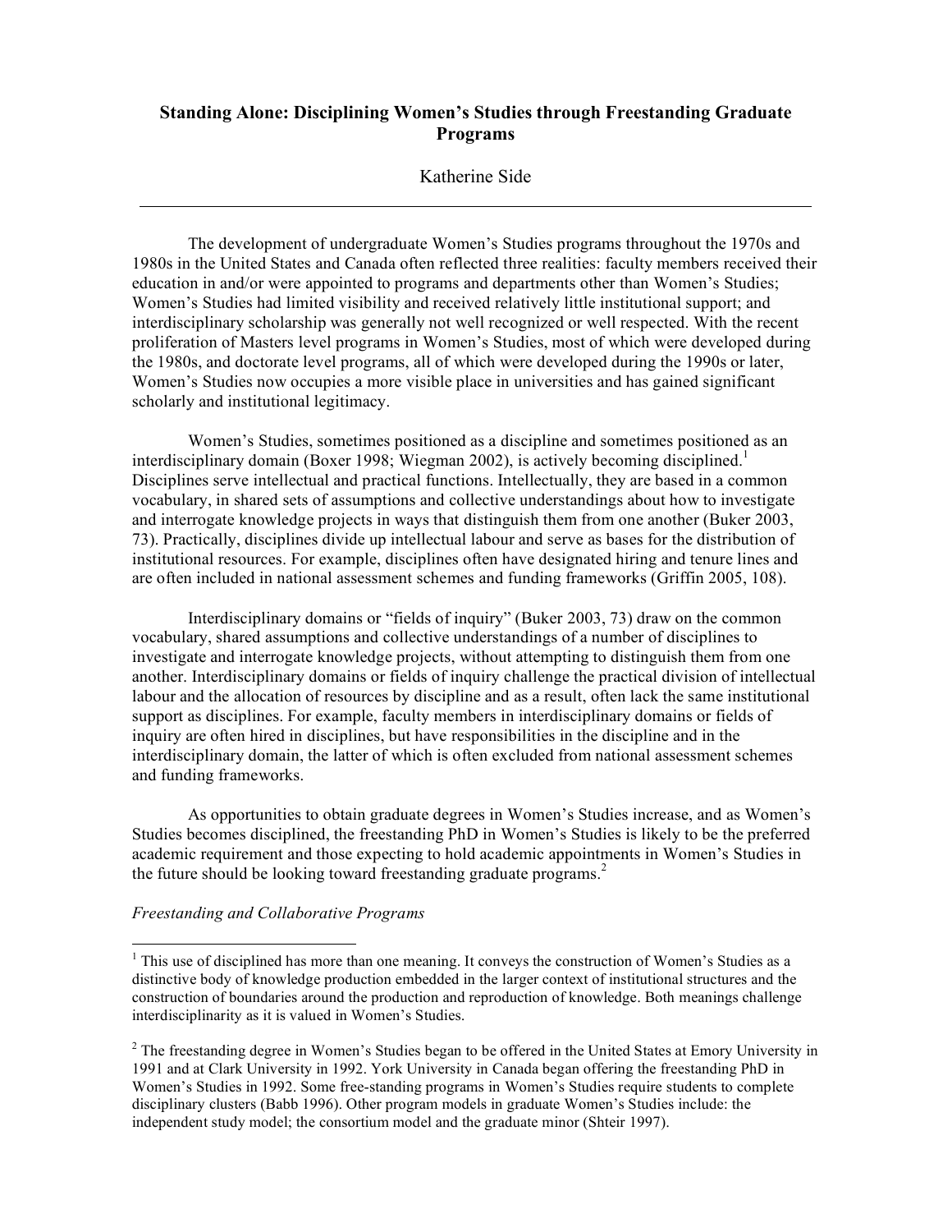## Standing Alone: Disciplining Women's Studies through Freestanding Graduate Programs

Katherine Side

---

The development of undergraduate Women's Studies programs throughout the 1970s and 1980s in the United States and Canada often reflected three realities: faculty members received their education in and/or were appointed to programs and departments other than Women's Studies; Women's Studies had limited visibility and received relatively little institutional support; and interdisciplinary scholarship was generally not well recognized or well respected. With the recent proliferation of Masters level programs in Women's Studies, most of which were developed during the 1980s, and doctorate level programs, all of which were developed during the 1990s or later, Women's Studies now occupies a more visible place in universities and has gained significant scholarly and institutional legitimacy.

Women's Studies, sometimes positioned as a discipline and sometimes positioned as an interdisciplinary domain (Boxer 1998; Wiegman 2002), is actively becoming disciplined.[1] Disciplines serve intellectual and practical functions. Intellectually, they are based in a common vocabulary, in shared sets of assumptions and collective understandings about how to investigate and interrogate knowledge projects in ways that distinguish them from one another (Buker 2003, 73). Practically, disciplines divide up intellectual labour and serve as bases for the distribution of institutional resources. For example, disciplines often have designated hiring and tenure lines and are often included in national assessment schemes and funding frameworks (Griffin 2005, 108).

Interdisciplinary domains or "fields of inquiry" (Buker 2003, 73) draw on the common vocabulary, shared assumptions and collective understandings of a number of disciplines to investigate and interrogate knowledge projects, without attempting to distinguish them from one another. Interdisciplinary domains or fields of inquiry challenge the practical division of intellectual labour and the allocation of resources by discipline and as a result, often lack the same institutional support as disciplines. For example, faculty members in interdisciplinary domains or fields of inquiry are often hired in disciplines, but have responsibilities in the discipline and in the interdisciplinary domain, the latter of which is often excluded from national assessment schemes and funding frameworks.

As opportunities to obtain graduate degrees in Women's Studies increase, and as Women's Studies becomes disciplined, the freestanding PhD in Women's Studies is likely to be the preferred academic requirement and those expecting to hold academic appointments in Women's Studies in the future should be looking toward freestanding graduate programs.[2]

*Freestanding and Collaborative Programs*

---

[1] This use of disciplined has more than one meaning. It conveys the construction of Women's Studies as a distinctive body of knowledge production embedded in the larger context of institutional structures and the construction of boundaries around the production and reproduction of knowledge. Both meanings challenge interdisciplinarity as it is valued in Women's Studies.

[2] The freestanding degree in Women's Studies began to be offered in the United States at Emory University in 1991 and at Clark University in 1992. York University in Canada began offering the freestanding PhD in Women's Studies in 1992. Some free-standing programs in Women's Studies require students to complete disciplinary clusters (Babb 1996). Other program models in graduate Women's Studies include: the independent study model; the consortium model and the graduate minor (Shteir 1997).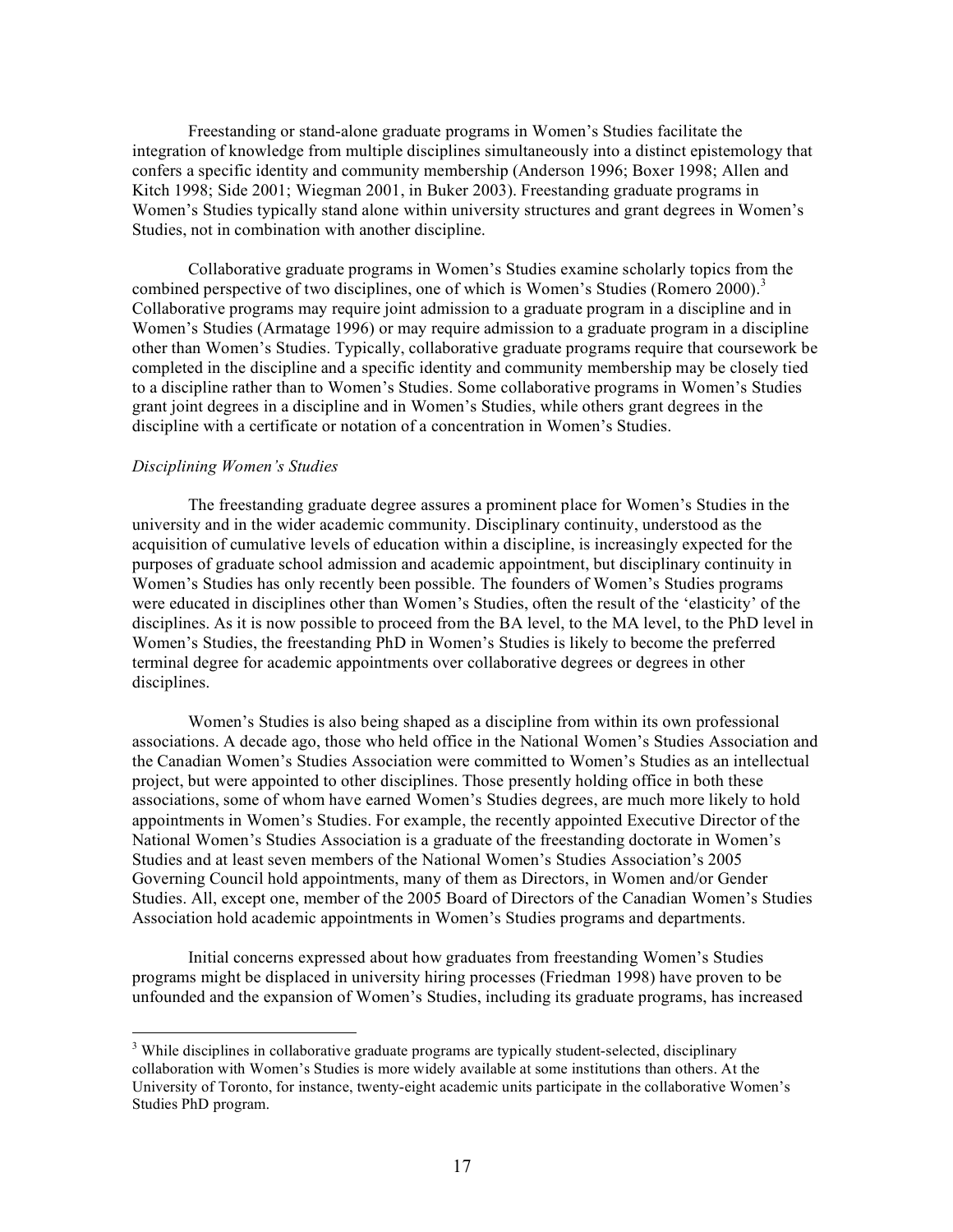Freestanding or stand-alone graduate programs in Women's Studies facilitate the integration of knowledge from multiple disciplines simultaneously into a distinct epistemology that confers a specific identity and community membership (Anderson 1996; Boxer 1998; Allen and Kitch 1998; Side 2001; Wiegman 2001, in Buker 2003). Freestanding graduate programs in Women's Studies typically stand alone within university structures and grant degrees in Women's Studies, not in combination with another discipline.

Collaborative graduate programs in Women's Studies examine scholarly topics from the combined perspective of two disciplines, one of which is Women's Studies (Romero 2000).[3] Collaborative programs may require joint admission to a graduate program in a discipline and in Women's Studies (Armatage 1996) or may require admission to a graduate program in a discipline other than Women's Studies. Typically, collaborative graduate programs require that coursework be completed in the discipline and a specific identity and community membership may be closely tied to a discipline rather than to Women's Studies. Some collaborative programs in Women's Studies grant joint degrees in a discipline and in Women's Studies, while others grant degrees in the discipline with a certificate or notation of a concentration in Women's Studies.

*Disciplining Women's Studies*

The freestanding graduate degree assures a prominent place for Women's Studies in the university and in the wider academic community. Disciplinary continuity, understood as the acquisition of cumulative levels of education within a discipline, is increasingly expected for the purposes of graduate school admission and academic appointment, but disciplinary continuity in Women's Studies has only recently been possible. The founders of Women's Studies programs were educated in disciplines other than Women's Studies, often the result of the 'elasticity' of the disciplines. As it is now possible to proceed from the BA level, to the MA level, to the PhD level in Women's Studies, the freestanding PhD in Women's Studies is likely to become the preferred terminal degree for academic appointments over collaborative degrees or degrees in other disciplines.

Women's Studies is also being shaped as a discipline from within its own professional associations. A decade ago, those who held office in the National Women's Studies Association and the Canadian Women's Studies Association were committed to Women's Studies as an intellectual project, but were appointed to other disciplines. Those presently holding office in both these associations, some of whom have earned Women's Studies degrees, are much more likely to hold appointments in Women's Studies. For example, the recently appointed Executive Director of the National Women's Studies Association is a graduate of the freestanding doctorate in Women's Studies and at least seven members of the National Women's Studies Association's 2005 Governing Council hold appointments, many of them as Directors, in Women and/or Gender Studies. All, except one, member of the 2005 Board of Directors of the Canadian Women's Studies Association hold academic appointments in Women's Studies programs and departments.

Initial concerns expressed about how graduates from freestanding Women's Studies programs might be displaced in university hiring processes (Friedman 1998) have proven to be unfounded and the expansion of Women's Studies, including its graduate programs, has increased

[3] While disciplines in collaborative graduate programs are typically student-selected, disciplinary collaboration with Women's Studies is more widely available at some institutions than others. At the University of Toronto, for instance, twenty-eight academic units participate in the collaborative Women's Studies PhD program.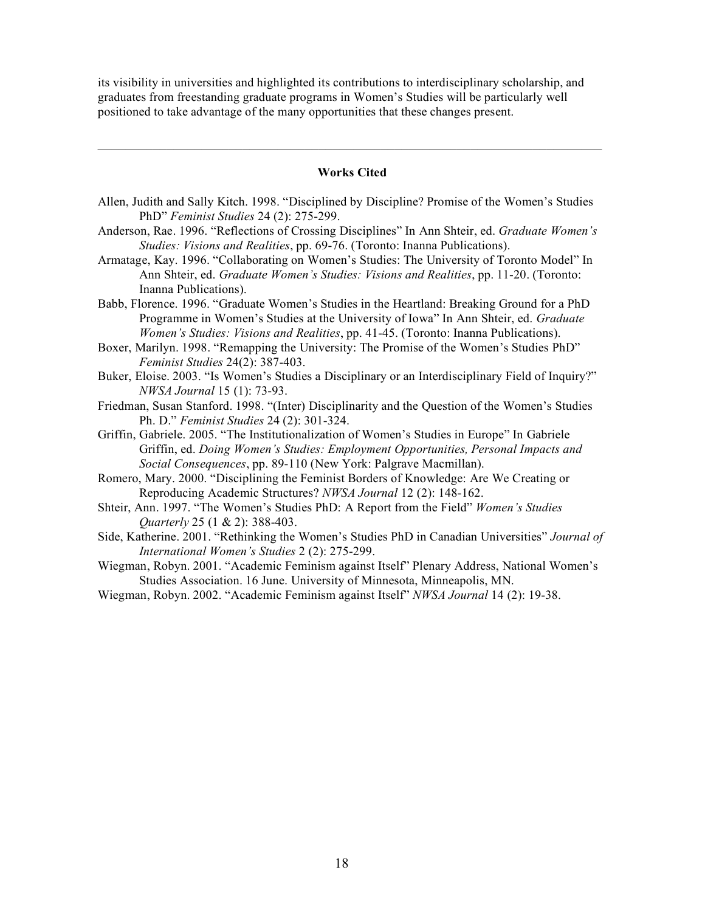its visibility in universities and highlighted its contributions to interdisciplinary scholarship, and graduates from freestanding graduate programs in Women's Studies will be particularly well positioned to take advantage of the many opportunities that these changes present.

---

## Works Cited

Allen, Judith and Sally Kitch. 1998. "Disciplined by Discipline? Promise of the Women's Studies PhD" *Feminist Studies* 24 (2): 275-299.

Anderson, Rae. 1996. "Reflections of Crossing Disciplines" In Ann Shteir, ed. *Graduate Women's Studies: Visions and Realities*, pp. 69-76. (Toronto: Inanna Publications).

Armatage, Kay. 1996. "Collaborating on Women's Studies: The University of Toronto Model" In Ann Shteir, ed. *Graduate Women's Studies: Visions and Realities*, pp. 11-20. (Toronto: Inanna Publications).

Babb, Florence. 1996. "Graduate Women's Studies in the Heartland: Breaking Ground for a PhD Programme in Women's Studies at the University of Iowa" In Ann Shteir, ed. *Graduate Women's Studies: Visions and Realities*, pp. 41-45. (Toronto: Inanna Publications).

Boxer, Marilyn. 1998. "Remapping the University: The Promise of the Women's Studies PhD" *Feminist Studies* 24(2): 387-403.

Buker, Eloise. 2003. "Is Women's Studies a Disciplinary or an Interdisciplinary Field of Inquiry?" *NWSA Journal* 15 (1): 73-93.

Friedman, Susan Stanford. 1998. "(Inter) Disciplinarity and the Question of the Women's Studies Ph. D." *Feminist Studies* 24 (2): 301-324.

Griffin, Gabriele. 2005. "The Institutionalization of Women's Studies in Europe" In Gabriele Griffin, ed. *Doing Women's Studies: Employment Opportunities, Personal Impacts and Social Consequences*, pp. 89-110 (New York: Palgrave Macmillan).

Romero, Mary. 2000. "Disciplining the Feminist Borders of Knowledge: Are We Creating or Reproducing Academic Structures? *NWSA Journal* 12 (2): 148-162.

Shteir, Ann. 1997. "The Women's Studies PhD: A Report from the Field" *Women's Studies Quarterly* 25 (1 & 2): 388-403.

Side, Katherine. 2001. "Rethinking the Women's Studies PhD in Canadian Universities" *Journal of International Women's Studies* 2 (2): 275-299.

Wiegman, Robyn. 2001. "Academic Feminism against Itself" Plenary Address, National Women's Studies Association. 16 June. University of Minnesota, Minneapolis, MN.

Wiegman, Robyn. 2002. "Academic Feminism against Itself" *NWSA Journal* 14 (2): 19-38.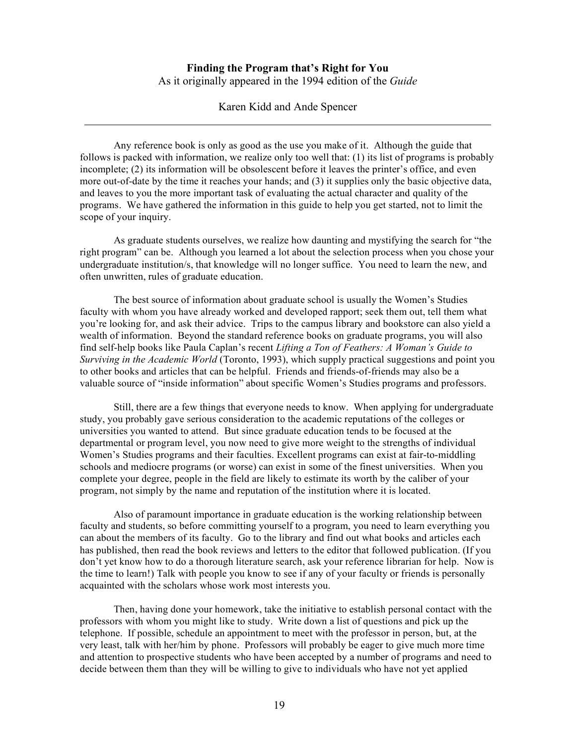**Finding the Program that's Right for You**

As it originally appeared in the 1994 edition of the *Guide*

Karen Kidd and Ande Spencer

---

Any reference book is only as good as the use you make of it. Although the guide that follows is packed with information, we realize only too well that: (1) its list of programs is probably incomplete; (2) its information will be obsolescent before it leaves the printer's office, and even more out-of-date by the time it reaches your hands; and (3) it supplies only the basic objective data, and leaves to you the more important task of evaluating the actual character and quality of the programs. We have gathered the information in this guide to help you get started, not to limit the scope of your inquiry.

As graduate students ourselves, we realize how daunting and mystifying the search for "the right program" can be. Although you learned a lot about the selection process when you chose your undergraduate institution/s, that knowledge will no longer suffice. You need to learn the new, and often unwritten, rules of graduate education.

The best source of information about graduate school is usually the Women's Studies faculty with whom you have already worked and developed rapport; seek them out, tell them what you're looking for, and ask their advice. Trips to the campus library and bookstore can also yield a wealth of information. Beyond the standard reference books on graduate programs, you will also find self-help books like Paula Caplan's recent *Lifting a Ton of Feathers: A Woman's Guide to Surviving in the Academic World* (Toronto, 1993), which supply practical suggestions and point you to other books and articles that can be helpful. Friends and friends-of-friends may also be a valuable source of "inside information" about specific Women's Studies programs and professors.

Still, there are a few things that everyone needs to know. When applying for undergraduate study, you probably gave serious consideration to the academic reputations of the colleges or universities you wanted to attend. But since graduate education tends to be focused at the departmental or program level, you now need to give more weight to the strengths of individual Women's Studies programs and their faculties. Excellent programs can exist at fair-to-middling schools and mediocre programs (or worse) can exist in some of the finest universities. When you complete your degree, people in the field are likely to estimate its worth by the caliber of your program, not simply by the name and reputation of the institution where it is located.

Also of paramount importance in graduate education is the working relationship between faculty and students, so before committing yourself to a program, you need to learn everything you can about the members of its faculty. Go to the library and find out what books and articles each has published, then read the book reviews and letters to the editor that followed publication. (If you don't yet know how to do a thorough literature search, ask your reference librarian for help. Now is the time to learn!) Talk with people you know to see if any of your faculty or friends is personally acquainted with the scholars whose work most interests you.

Then, having done your homework, take the initiative to establish personal contact with the professors with whom you might like to study. Write down a list of questions and pick up the telephone. If possible, schedule an appointment to meet with the professor in person, but, at the very least, talk with her/him by phone. Professors will probably be eager to give much more time and attention to prospective students who have been accepted by a number of programs and need to decide between them than they will be willing to give to individuals who have not yet applied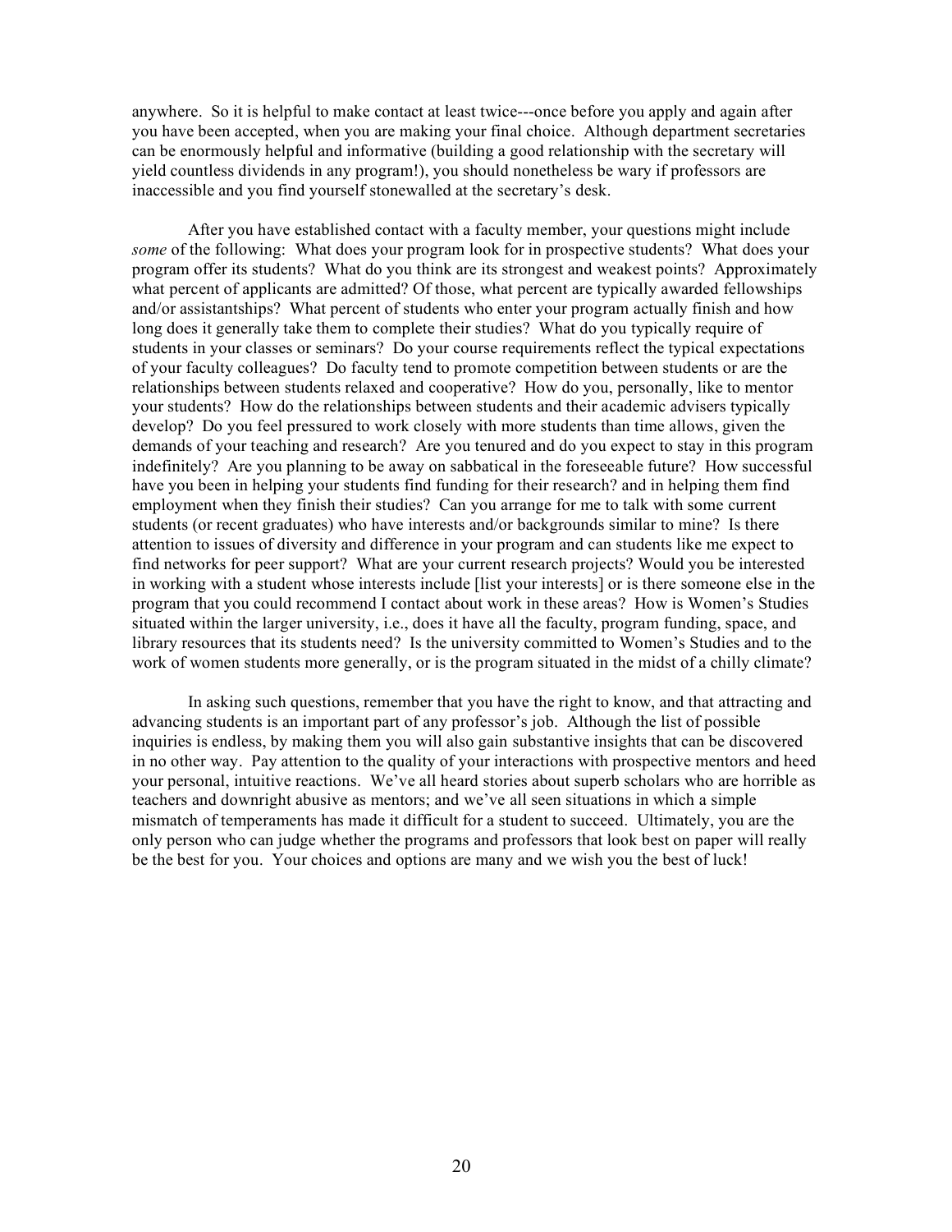anywhere. So it is helpful to make contact at least twice---once before you apply and again after you have been accepted, when you are making your final choice. Although department secretaries can be enormously helpful and informative (building a good relationship with the secretary will yield countless dividends in any program!), you should nonetheless be wary if professors are inaccessible and you find yourself stonewalled at the secretary's desk.

After you have established contact with a faculty member, your questions might include *some* of the following: What does your program look for in prospective students? What does your program offer its students? What do you think are its strongest and weakest points? Approximately what percent of applicants are admitted? Of those, what percent are typically awarded fellowships and/or assistantships? What percent of students who enter your program actually finish and how long does it generally take them to complete their studies? What do you typically require of students in your classes or seminars? Do your course requirements reflect the typical expectations of your faculty colleagues? Do faculty tend to promote competition between students or are the relationships between students relaxed and cooperative? How do you, personally, like to mentor your students? How do the relationships between students and their academic advisers typically develop? Do you feel pressured to work closely with more students than time allows, given the demands of your teaching and research? Are you tenured and do you expect to stay in this program indefinitely? Are you planning to be away on sabbatical in the foreseeable future? How successful have you been in helping your students find funding for their research? and in helping them find employment when they finish their studies? Can you arrange for me to talk with some current students (or recent graduates) who have interests and/or backgrounds similar to mine? Is there attention to issues of diversity and difference in your program and can students like me expect to find networks for peer support? What are your current research projects? Would you be interested in working with a student whose interests include [list your interests] or is there someone else in the program that you could recommend I contact about work in these areas? How is Women's Studies situated within the larger university, i.e., does it have all the faculty, program funding, space, and library resources that its students need? Is the university committed to Women's Studies and to the work of women students more generally, or is the program situated in the midst of a chilly climate?

In asking such questions, remember that you have the right to know, and that attracting and advancing students is an important part of any professor's job. Although the list of possible inquiries is endless, by making them you will also gain substantive insights that can be discovered in no other way. Pay attention to the quality of your interactions with prospective mentors and heed your personal, intuitive reactions. We've all heard stories about superb scholars who are horrible as teachers and downright abusive as mentors; and we've all seen situations in which a simple mismatch of temperaments has made it difficult for a student to succeed. Ultimately, you are the only person who can judge whether the programs and professors that look best on paper will really be the best for you. Your choices and options are many and we wish you the best of luck!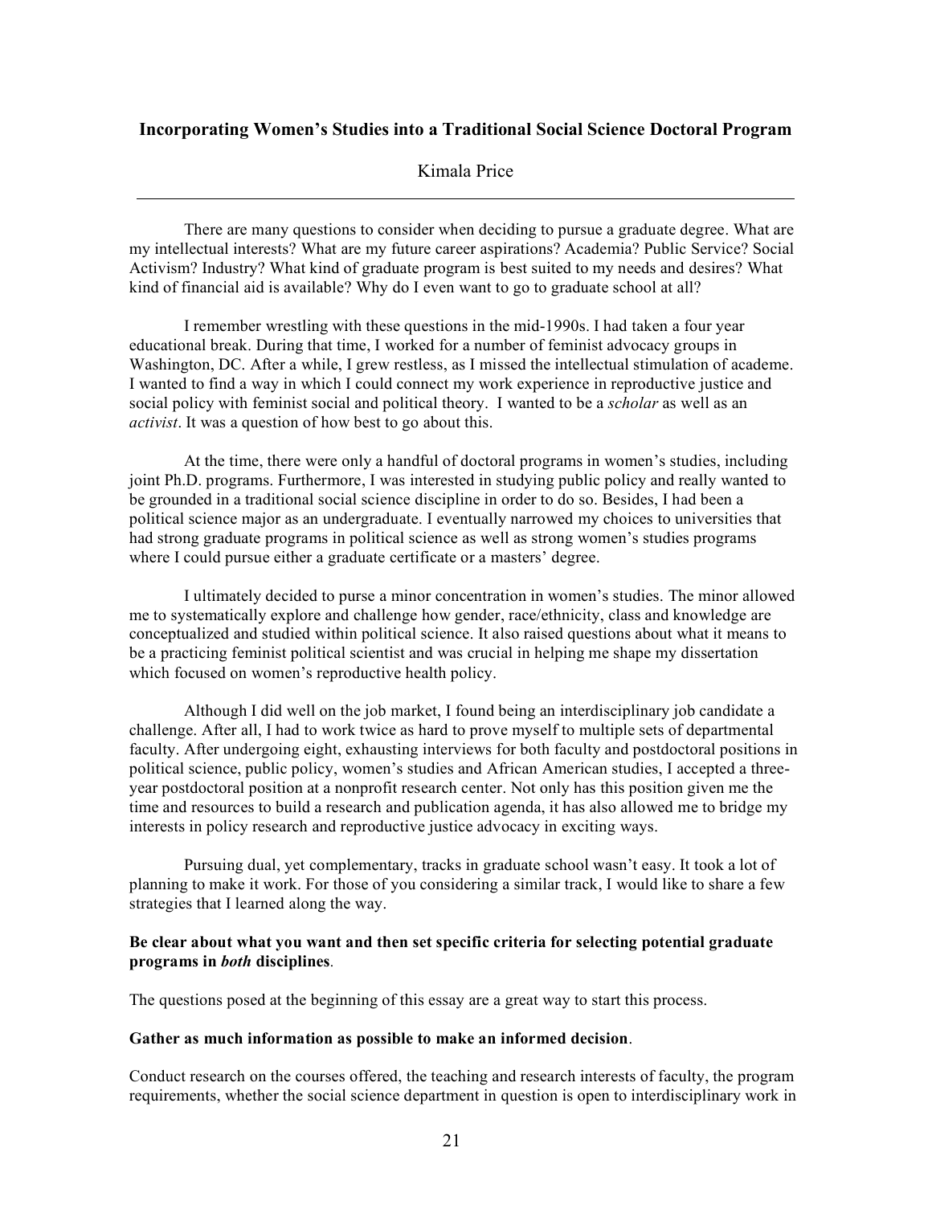## Incorporating Women's Studies into a Traditional Social Science Doctoral Program

Kimala Price

---

There are many questions to consider when deciding to pursue a graduate degree. What are my intellectual interests? What are my future career aspirations? Academia? Public Service? Social Activism? Industry? What kind of graduate program is best suited to my needs and desires? What kind of financial aid is available? Why do I even want to go to graduate school at all?

I remember wrestling with these questions in the mid-1990s. I had taken a four year educational break. During that time, I worked for a number of feminist advocacy groups in Washington, DC. After a while, I grew restless, as I missed the intellectual stimulation of academe. I wanted to find a way in which I could connect my work experience in reproductive justice and social policy with feminist social and political theory. I wanted to be a *scholar* as well as an *activist*. It was a question of how best to go about this.

At the time, there were only a handful of doctoral programs in women's studies, including joint Ph.D. programs. Furthermore, I was interested in studying public policy and really wanted to be grounded in a traditional social science discipline in order to do so. Besides, I had been a political science major as an undergraduate. I eventually narrowed my choices to universities that had strong graduate programs in political science as well as strong women's studies programs where I could pursue either a graduate certificate or a masters' degree.

I ultimately decided to purse a minor concentration in women's studies. The minor allowed me to systematically explore and challenge how gender, race/ethnicity, class and knowledge are conceptualized and studied within political science. It also raised questions about what it means to be a practicing feminist political scientist and was crucial in helping me shape my dissertation which focused on women's reproductive health policy.

Although I did well on the job market, I found being an interdisciplinary job candidate a challenge. After all, I had to work twice as hard to prove myself to multiple sets of departmental faculty. After undergoing eight, exhausting interviews for both faculty and postdoctoral positions in political science, public policy, women's studies and African American studies, I accepted a three-year postdoctoral position at a nonprofit research center. Not only has this position given me the time and resources to build a research and publication agenda, it has also allowed me to bridge my interests in policy research and reproductive justice advocacy in exciting ways.

Pursuing dual, yet complementary, tracks in graduate school wasn't easy. It took a lot of planning to make it work. For those of you considering a similar track, I would like to share a few strategies that I learned along the way.

**Be clear about what you want and then set specific criteria for selecting potential graduate programs in *both* disciplines**.

The questions posed at the beginning of this essay are a great way to start this process.

**Gather as much information as possible to make an informed decision**.

Conduct research on the courses offered, the teaching and research interests of faculty, the program requirements, whether the social science department in question is open to interdisciplinary work in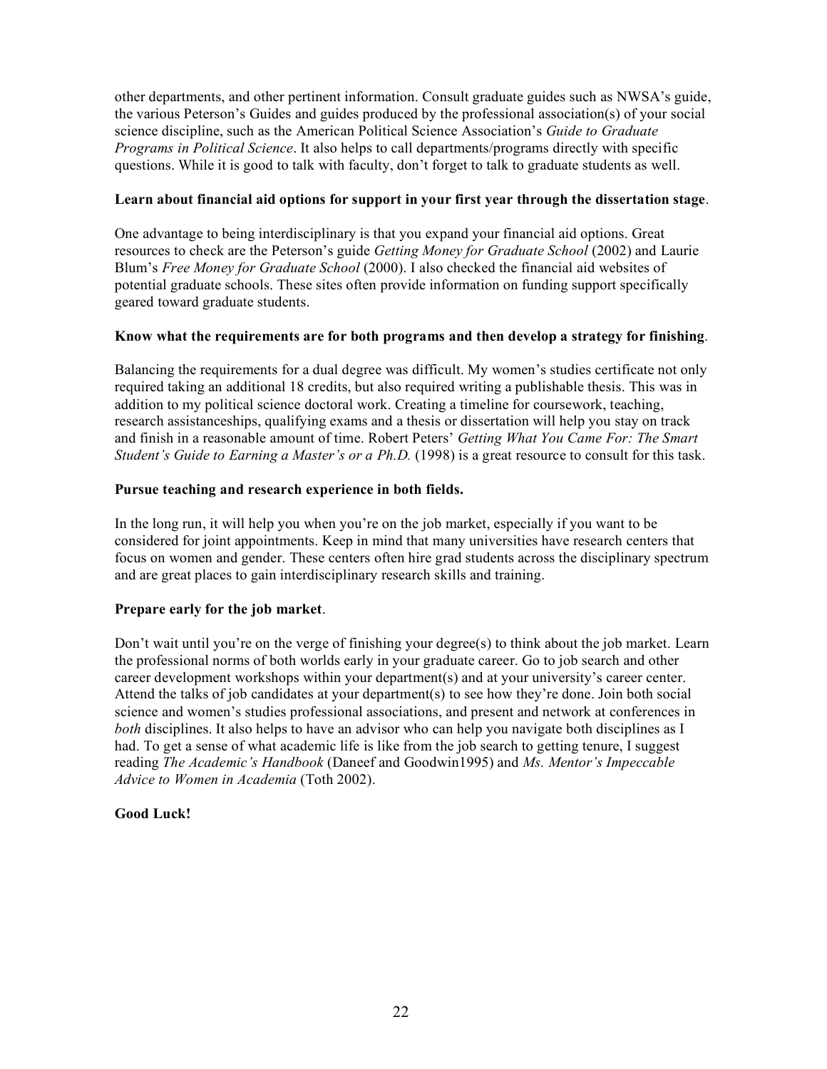other departments, and other pertinent information. Consult graduate guides such as NWSA's guide, the various Peterson's Guides and guides produced by the professional association(s) of your social science discipline, such as the American Political Science Association's *Guide to Graduate Programs in Political Science*. It also helps to call departments/programs directly with specific questions. While it is good to talk with faculty, don't forget to talk to graduate students as well.

**Learn about financial aid options for support in your first year through the dissertation stage**.

One advantage to being interdisciplinary is that you expand your financial aid options. Great resources to check are the Peterson's guide *Getting Money for Graduate School* (2002) and Laurie Blum's *Free Money for Graduate School* (2000). I also checked the financial aid websites of potential graduate schools. These sites often provide information on funding support specifically geared toward graduate students.

**Know what the requirements are for both programs and then develop a strategy for finishing**.

Balancing the requirements for a dual degree was difficult. My women's studies certificate not only required taking an additional 18 credits, but also required writing a publishable thesis. This was in addition to my political science doctoral work. Creating a timeline for coursework, teaching, research assistanceships, qualifying exams and a thesis or dissertation will help you stay on track and finish in a reasonable amount of time. Robert Peters' *Getting What You Came For: The Smart Student's Guide to Earning a Master's or a Ph.D.* (1998) is a great resource to consult for this task.

**Pursue teaching and research experience in both fields.**

In the long run, it will help you when you're on the job market, especially if you want to be considered for joint appointments. Keep in mind that many universities have research centers that focus on women and gender. These centers often hire grad students across the disciplinary spectrum and are great places to gain interdisciplinary research skills and training.

**Prepare early for the job market**.

Don't wait until you're on the verge of finishing your degree(s) to think about the job market. Learn the professional norms of both worlds early in your graduate career. Go to job search and other career development workshops within your department(s) and at your university's career center. Attend the talks of job candidates at your department(s) to see how they're done. Join both social science and women's studies professional associations, and present and network at conferences in *both* disciplines. It also helps to have an advisor who can help you navigate both disciplines as I had. To get a sense of what academic life is like from the job search to getting tenure, I suggest reading *The Academic's Handbook* (Daneef and Goodwin1995) and *Ms. Mentor's Impeccable Advice to Women in Academia* (Toth 2002).

**Good Luck!**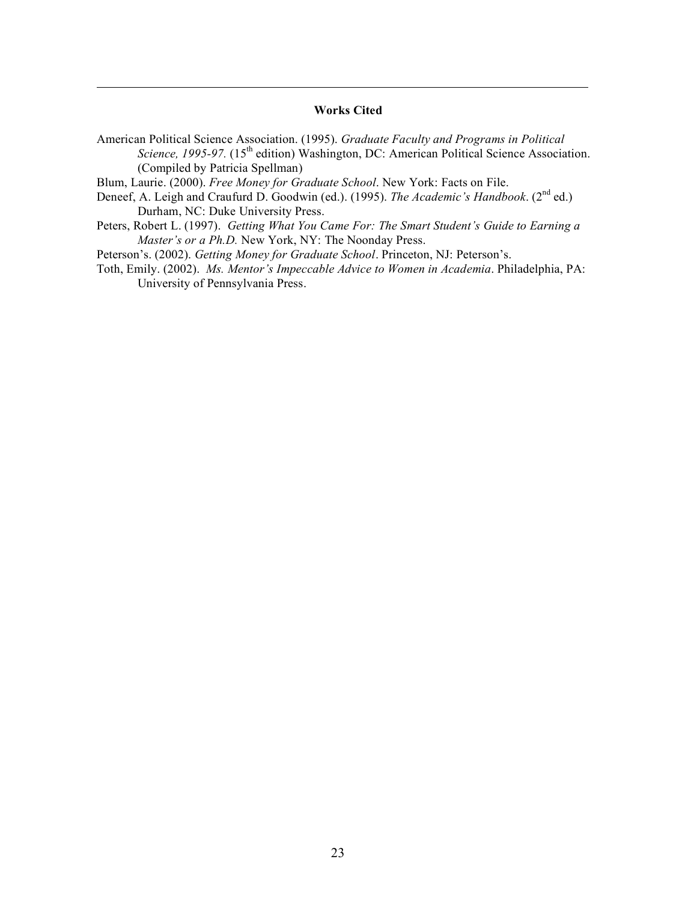## Works Cited

American Political Science Association. (1995). *Graduate Faculty and Programs in Political Science, 1995-97.* (15th edition) Washington, DC: American Political Science Association. (Compiled by Patricia Spellman)

Blum, Laurie. (2000). *Free Money for Graduate School*. New York: Facts on File.

Deneef, A. Leigh and Craufurd D. Goodwin (ed.). (1995). *The Academic's Handbook*. (2nd ed.) Durham, NC: Duke University Press.

Peters, Robert L. (1997). *Getting What You Came For: The Smart Student's Guide to Earning a Master's or a Ph.D.* New York, NY: The Noonday Press.

Peterson's. (2002). *Getting Money for Graduate School*. Princeton, NJ: Peterson's.

Toth, Emily. (2002). *Ms. Mentor's Impeccable Advice to Women in Academia*. Philadelphia, PA: University of Pennsylvania Press.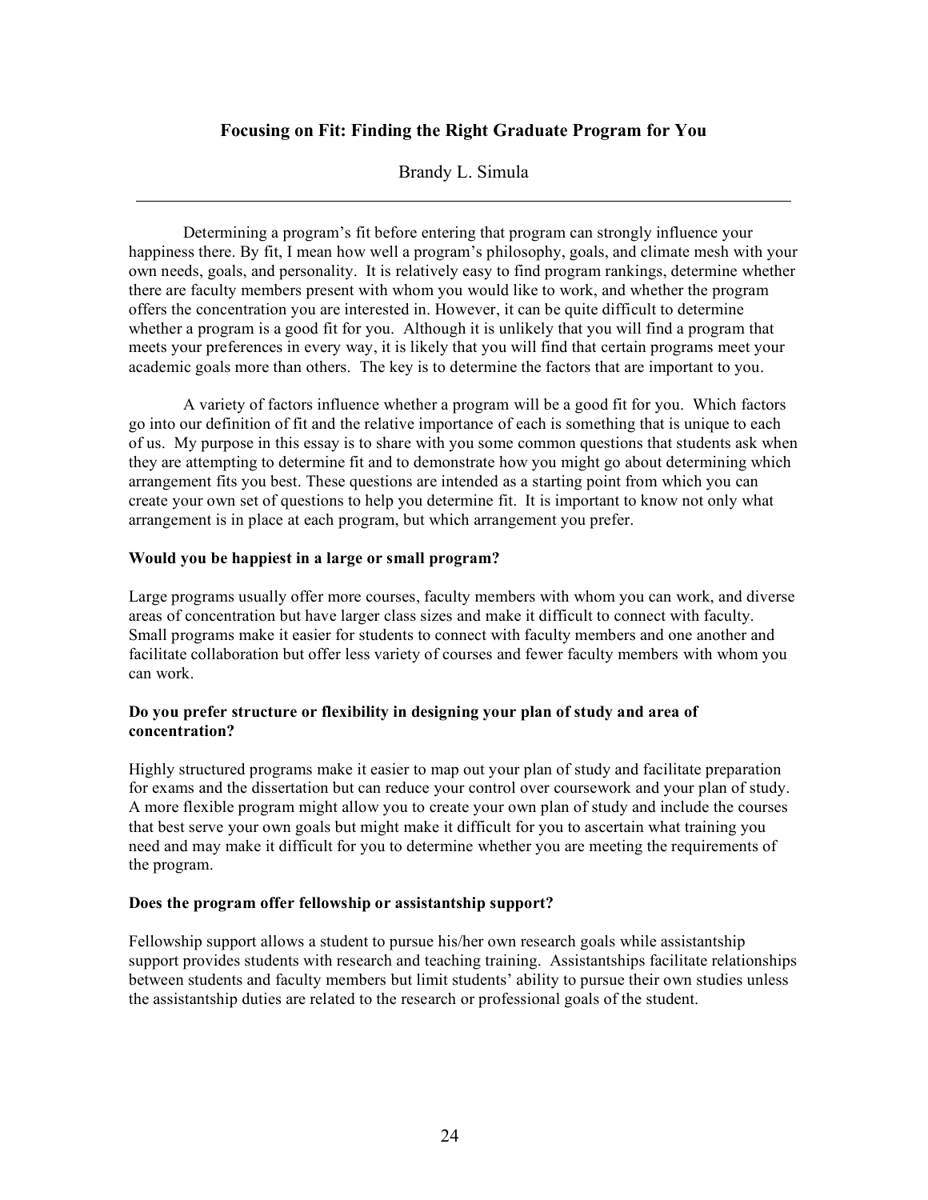## Focusing on Fit: Finding the Right Graduate Program for You

Brandy L. Simula

---

Determining a program's fit before entering that program can strongly influence your happiness there. By fit, I mean how well a program's philosophy, goals, and climate mesh with your own needs, goals, and personality. It is relatively easy to find program rankings, determine whether there are faculty members present with whom you would like to work, and whether the program offers the concentration you are interested in. However, it can be quite difficult to determine whether a program is a good fit for you. Although it is unlikely that you will find a program that meets your preferences in every way, it is likely that you will find that certain programs meet your academic goals more than others. The key is to determine the factors that are important to you.

A variety of factors influence whether a program will be a good fit for you. Which factors go into our definition of fit and the relative importance of each is something that is unique to each of us. My purpose in this essay is to share with you some common questions that students ask when they are attempting to determine fit and to demonstrate how you might go about determining which arrangement fits you best. These questions are intended as a starting point from which you can create your own set of questions to help you determine fit. It is important to know not only what arrangement is in place at each program, but which arrangement you prefer.

**Would you be happiest in a large or small program?**

Large programs usually offer more courses, faculty members with whom you can work, and diverse areas of concentration but have larger class sizes and make it difficult to connect with faculty. Small programs make it easier for students to connect with faculty members and one another and facilitate collaboration but offer less variety of courses and fewer faculty members with whom you can work.

**Do you prefer structure or flexibility in designing your plan of study and area of concentration?**

Highly structured programs make it easier to map out your plan of study and facilitate preparation for exams and the dissertation but can reduce your control over coursework and your plan of study. A more flexible program might allow you to create your own plan of study and include the courses that best serve your own goals but might make it difficult for you to ascertain what training you need and may make it difficult for you to determine whether you are meeting the requirements of the program.

**Does the program offer fellowship or assistantship support?**

Fellowship support allows a student to pursue his/her own research goals while assistantship support provides students with research and teaching training. Assistantships facilitate relationships between students and faculty members but limit students' ability to pursue their own studies unless the assistantship duties are related to the research or professional goals of the student.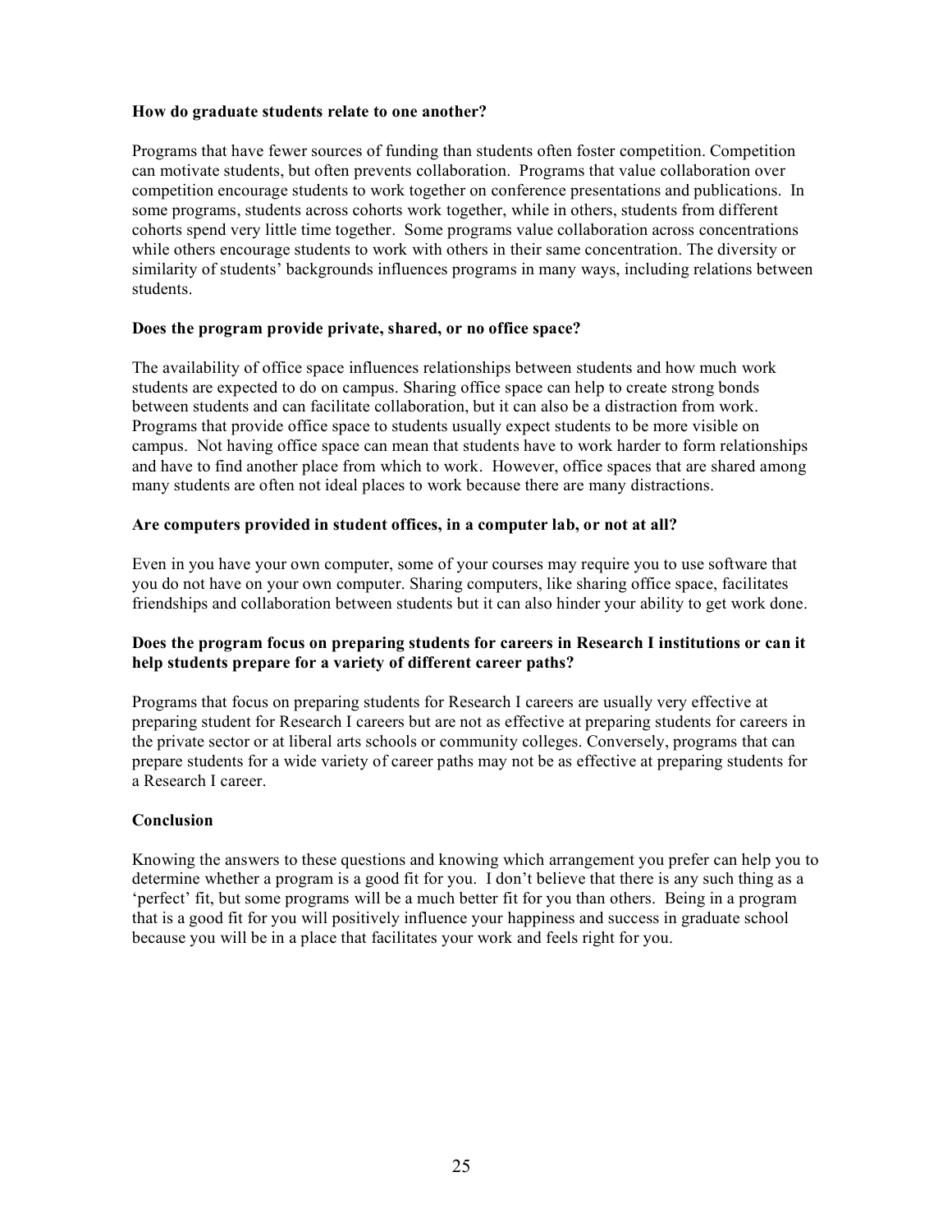**How do graduate students relate to one another?**

Programs that have fewer sources of funding than students often foster competition. Competition can motivate students, but often prevents collaboration. Programs that value collaboration over competition encourage students to work together on conference presentations and publications. In some programs, students across cohorts work together, while in others, students from different cohorts spend very little time together. Some programs value collaboration across concentrations while others encourage students to work with others in their same concentration. The diversity or similarity of students' backgrounds influences programs in many ways, including relations between students.

**Does the program provide private, shared, or no office space?**

The availability of office space influences relationships between students and how much work students are expected to do on campus. Sharing office space can help to create strong bonds between students and can facilitate collaboration, but it can also be a distraction from work. Programs that provide office space to students usually expect students to be more visible on campus. Not having office space can mean that students have to work harder to form relationships and have to find another place from which to work. However, office spaces that are shared among many students are often not ideal places to work because there are many distractions.

**Are computers provided in student offices, in a computer lab, or not at all?**

Even in you have your own computer, some of your courses may require you to use software that you do not have on your own computer. Sharing computers, like sharing office space, facilitates friendships and collaboration between students but it can also hinder your ability to get work done.

**Does the program focus on preparing students for careers in Research I institutions or can it help students prepare for a variety of different career paths?**

Programs that focus on preparing students for Research I careers are usually very effective at preparing student for Research I careers but are not as effective at preparing students for careers in the private sector or at liberal arts schools or community colleges. Conversely, programs that can prepare students for a wide variety of career paths may not be as effective at preparing students for a Research I career.

**Conclusion**

Knowing the answers to these questions and knowing which arrangement you prefer can help you to determine whether a program is a good fit for you. I don't believe that there is any such thing as a 'perfect' fit, but some programs will be a much better fit for you than others. Being in a program that is a good fit for you will positively influence your happiness and success in graduate school because you will be in a place that facilitates your work and feels right for you.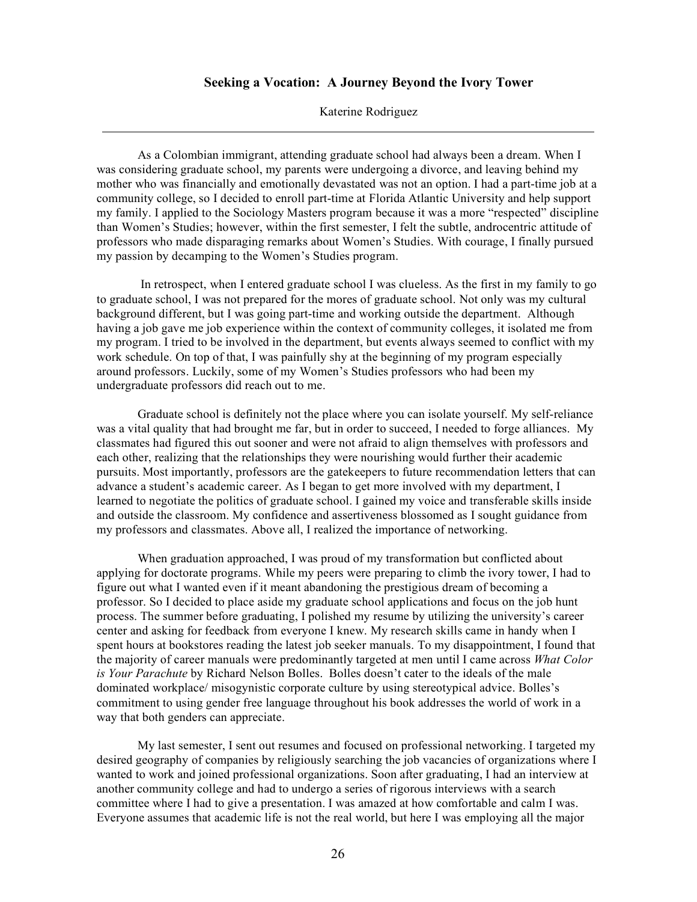## Seeking a Vocation: A Journey Beyond the Ivory Tower

Katerine Rodriguez

---

As a Colombian immigrant, attending graduate school had always been a dream. When I was considering graduate school, my parents were undergoing a divorce, and leaving behind my mother who was financially and emotionally devastated was not an option. I had a part-time job at a community college, so I decided to enroll part-time at Florida Atlantic University and help support my family. I applied to the Sociology Masters program because it was a more "respected" discipline than Women's Studies; however, within the first semester, I felt the subtle, androcentric attitude of professors who made disparaging remarks about Women's Studies. With courage, I finally pursued my passion by decamping to the Women's Studies program.

In retrospect, when I entered graduate school I was clueless. As the first in my family to go to graduate school, I was not prepared for the mores of graduate school. Not only was my cultural background different, but I was going part-time and working outside the department. Although having a job gave me job experience within the context of community colleges, it isolated me from my program. I tried to be involved in the department, but events always seemed to conflict with my work schedule. On top of that, I was painfully shy at the beginning of my program especially around professors. Luckily, some of my Women's Studies professors who had been my undergraduate professors did reach out to me.

Graduate school is definitely not the place where you can isolate yourself. My self-reliance was a vital quality that had brought me far, but in order to succeed, I needed to forge alliances. My classmates had figured this out sooner and were not afraid to align themselves with professors and each other, realizing that the relationships they were nourishing would further their academic pursuits. Most importantly, professors are the gatekeepers to future recommendation letters that can advance a student's academic career. As I began to get more involved with my department, I learned to negotiate the politics of graduate school. I gained my voice and transferable skills inside and outside the classroom. My confidence and assertiveness blossomed as I sought guidance from my professors and classmates. Above all, I realized the importance of networking.

When graduation approached, I was proud of my transformation but conflicted about applying for doctorate programs. While my peers were preparing to climb the ivory tower, I had to figure out what I wanted even if it meant abandoning the prestigious dream of becoming a professor. So I decided to place aside my graduate school applications and focus on the job hunt process. The summer before graduating, I polished my resume by utilizing the university's career center and asking for feedback from everyone I knew. My research skills came in handy when I spent hours at bookstores reading the latest job seeker manuals. To my disappointment, I found that the majority of career manuals were predominantly targeted at men until I came across *What Color is Your Parachute* by Richard Nelson Bolles. Bolles doesn't cater to the ideals of the male dominated workplace/ misogynistic corporate culture by using stereotypical advice. Bolles's commitment to using gender free language throughout his book addresses the world of work in a way that both genders can appreciate.

My last semester, I sent out resumes and focused on professional networking. I targeted my desired geography of companies by religiously searching the job vacancies of organizations where I wanted to work and joined professional organizations. Soon after graduating, I had an interview at another community college and had to undergo a series of rigorous interviews with a search committee where I had to give a presentation. I was amazed at how comfortable and calm I was. Everyone assumes that academic life is not the real world, but here I was employing all the major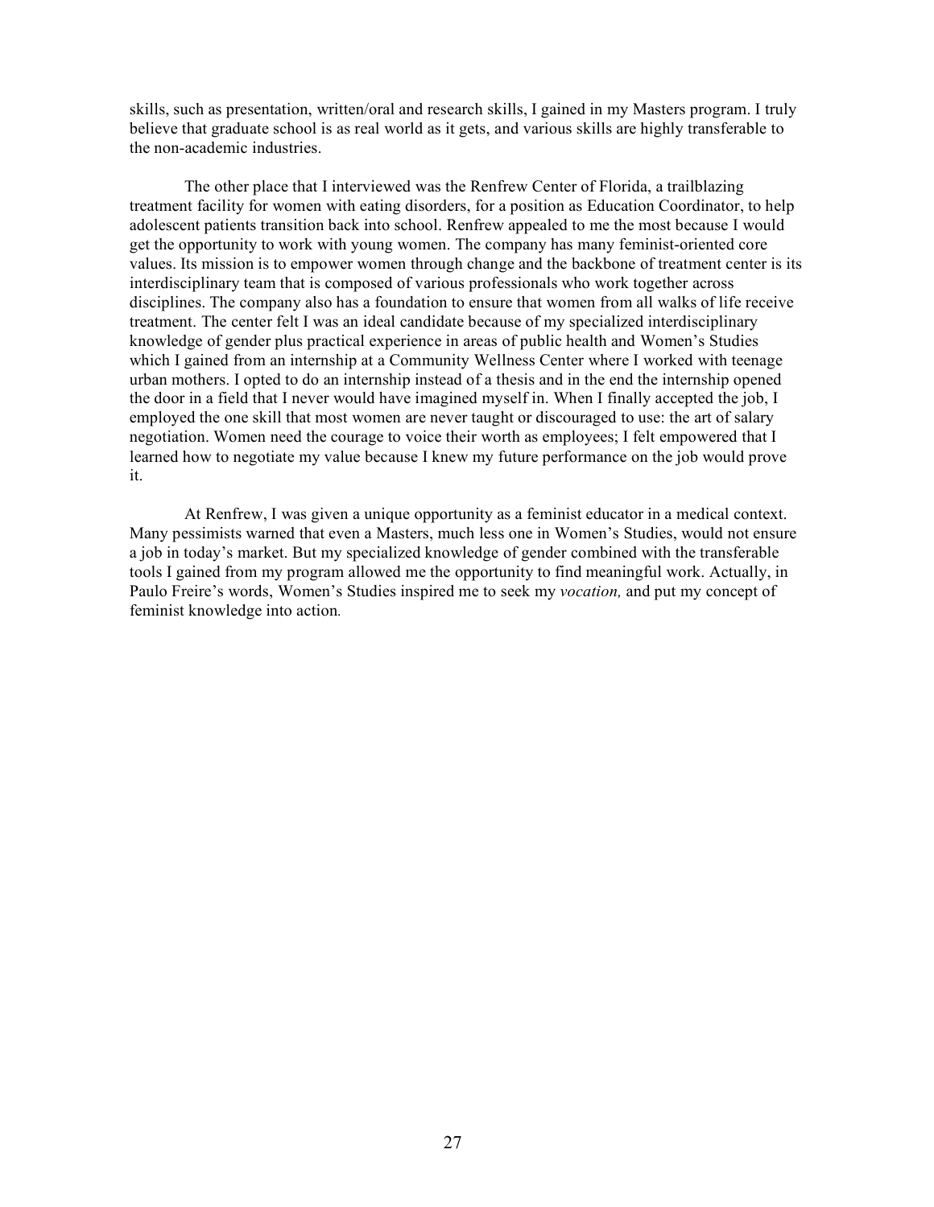skills, such as presentation, written/oral and research skills, I gained in my Masters program. I truly believe that graduate school is as real world as it gets, and various skills are highly transferable to the non-academic industries.

The other place that I interviewed was the Renfrew Center of Florida, a trailblazing treatment facility for women with eating disorders, for a position as Education Coordinator, to help adolescent patients transition back into school. Renfrew appealed to me the most because I would get the opportunity to work with young women. The company has many feminist-oriented core values. Its mission is to empower women through change and the backbone of treatment center is its interdisciplinary team that is composed of various professionals who work together across disciplines. The company also has a foundation to ensure that women from all walks of life receive treatment. The center felt I was an ideal candidate because of my specialized interdisciplinary knowledge of gender plus practical experience in areas of public health and Women's Studies which I gained from an internship at a Community Wellness Center where I worked with teenage urban mothers. I opted to do an internship instead of a thesis and in the end the internship opened the door in a field that I never would have imagined myself in. When I finally accepted the job, I employed the one skill that most women are never taught or discouraged to use: the art of salary negotiation. Women need the courage to voice their worth as employees; I felt empowered that I learned how to negotiate my value because I knew my future performance on the job would prove it.

At Renfrew, I was given a unique opportunity as a feminist educator in a medical context. Many pessimists warned that even a Masters, much less one in Women's Studies, would not ensure a job in today's market. But my specialized knowledge of gender combined with the transferable tools I gained from my program allowed me the opportunity to find meaningful work. Actually, in Paulo Freire's words, Women's Studies inspired me to seek my *vocation,* and put my concept of feminist knowledge into action.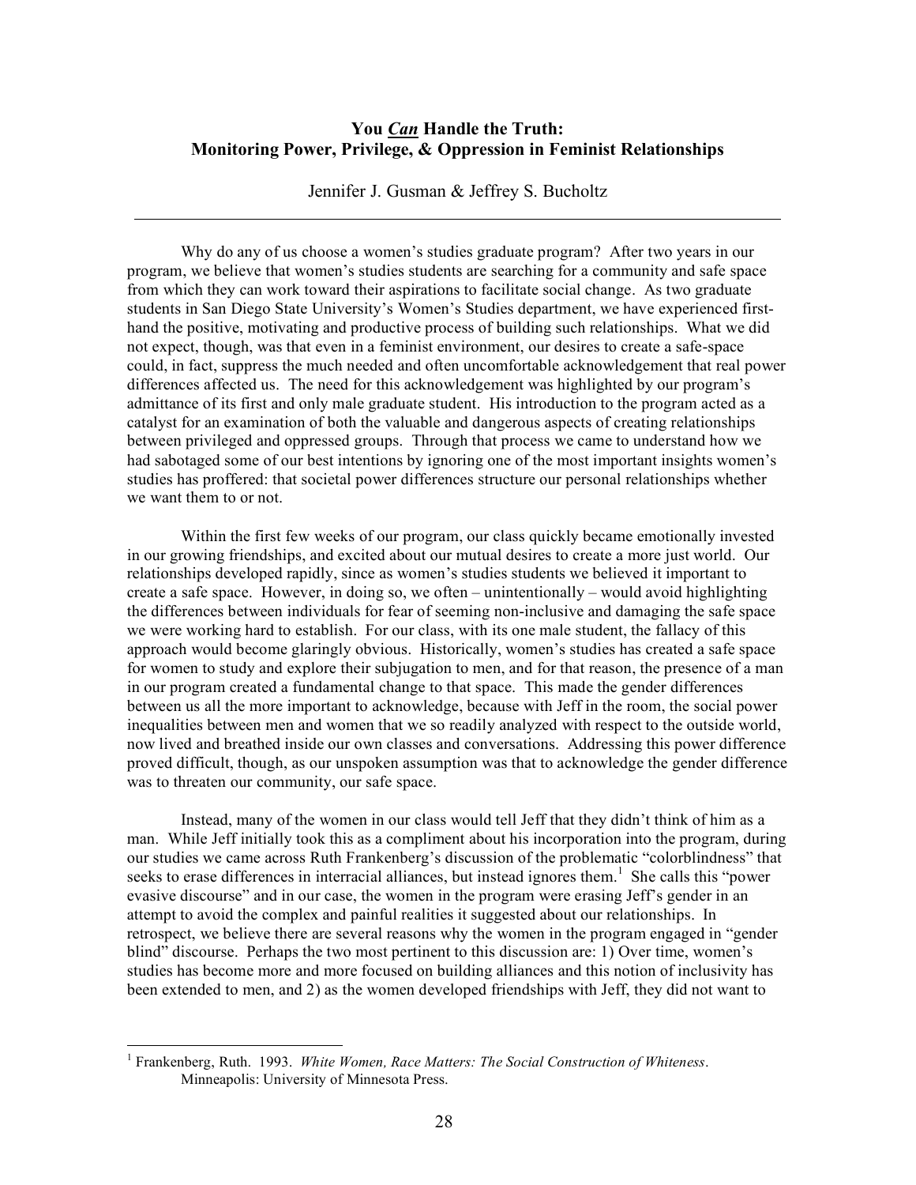## You *Can* Handle the Truth: Monitoring Power, Privilege, & Oppression in Feminist Relationships

Jennifer J. Gusman & Jeffrey S. Bucholtz

---

Why do any of us choose a women's studies graduate program? After two years in our program, we believe that women's studies students are searching for a community and safe space from which they can work toward their aspirations to facilitate social change. As two graduate students in San Diego State University's Women's Studies department, we have experienced first-hand the positive, motivating and productive process of building such relationships. What we did not expect, though, was that even in a feminist environment, our desires to create a safe-space could, in fact, suppress the much needed and often uncomfortable acknowledgement that real power differences affected us. The need for this acknowledgement was highlighted by our program's admittance of its first and only male graduate student. His introduction to the program acted as a catalyst for an examination of both the valuable and dangerous aspects of creating relationships between privileged and oppressed groups. Through that process we came to understand how we had sabotaged some of our best intentions by ignoring one of the most important insights women's studies has proffered: that societal power differences structure our personal relationships whether we want them to or not.

Within the first few weeks of our program, our class quickly became emotionally invested in our growing friendships, and excited about our mutual desires to create a more just world. Our relationships developed rapidly, since as women's studies students we believed it important to create a safe space. However, in doing so, we often – unintentionally – would avoid highlighting the differences between individuals for fear of seeming non-inclusive and damaging the safe space we were working hard to establish. For our class, with its one male student, the fallacy of this approach would become glaringly obvious. Historically, women's studies has created a safe space for women to study and explore their subjugation to men, and for that reason, the presence of a man in our program created a fundamental change to that space. This made the gender differences between us all the more important to acknowledge, because with Jeff in the room, the social power inequalities between men and women that we so readily analyzed with respect to the outside world, now lived and breathed inside our own classes and conversations. Addressing this power difference proved difficult, though, as our unspoken assumption was that to acknowledge the gender difference was to threaten our community, our safe space.

Instead, many of the women in our class would tell Jeff that they didn't think of him as a man. While Jeff initially took this as a compliment about his incorporation into the program, during our studies we came across Ruth Frankenberg's discussion of the problematic "colorblindness" that seeks to erase differences in interracial alliances, but instead ignores them.[1] She calls this "power evasive discourse" and in our case, the women in the program were erasing Jeff's gender in an attempt to avoid the complex and painful realities it suggested about our relationships. In retrospect, we believe there are several reasons why the women in the program engaged in "gender blind" discourse. Perhaps the two most pertinent to this discussion are: 1) Over time, women's studies has become more and more focused on building alliances and this notion of inclusivity has been extended to men, and 2) as the women developed friendships with Jeff, they did not want to

---

[1] Frankenberg, Ruth. 1993. *White Women, Race Matters: The Social Construction of Whiteness*. Minneapolis: University of Minnesota Press.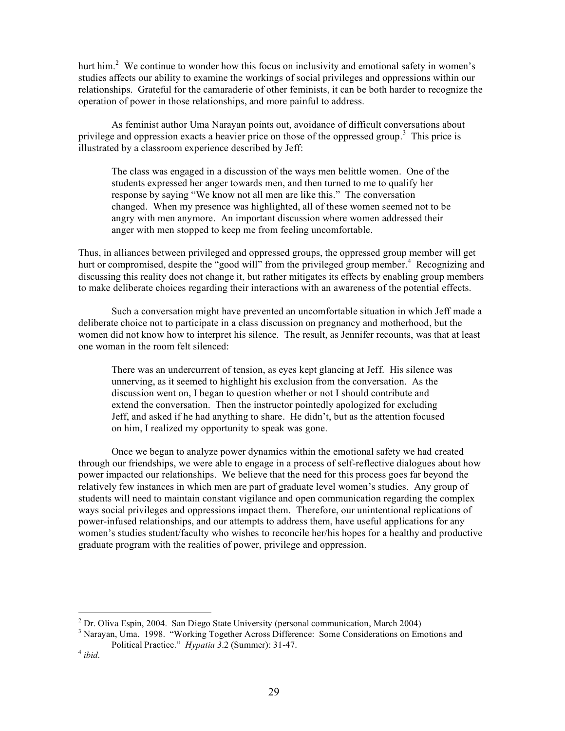hurt him.[2] We continue to wonder how this focus on inclusivity and emotional safety in women's studies affects our ability to examine the workings of social privileges and oppressions within our relationships. Grateful for the camaraderie of other feminists, it can be both harder to recognize the operation of power in those relationships, and more painful to address.

As feminist author Uma Narayan points out, avoidance of difficult conversations about privilege and oppression exacts a heavier price on those of the oppressed group.[3] This price is illustrated by a classroom experience described by Jeff:

> The class was engaged in a discussion of the ways men belittle women. One of the students expressed her anger towards men, and then turned to me to qualify her response by saying "We know not all men are like this." The conversation changed. When my presence was highlighted, all of these women seemed not to be angry with men anymore. An important discussion where women addressed their anger with men stopped to keep me from feeling uncomfortable.

Thus, in alliances between privileged and oppressed groups, the oppressed group member will get hurt or compromised, despite the "good will" from the privileged group member.[4] Recognizing and discussing this reality does not change it, but rather mitigates its effects by enabling group members to make deliberate choices regarding their interactions with an awareness of the potential effects.

Such a conversation might have prevented an uncomfortable situation in which Jeff made a deliberate choice not to participate in a class discussion on pregnancy and motherhood, but the women did not know how to interpret his silence. The result, as Jennifer recounts, was that at least one woman in the room felt silenced:

> There was an undercurrent of tension, as eyes kept glancing at Jeff. His silence was unnerving, as it seemed to highlight his exclusion from the conversation. As the discussion went on, I began to question whether or not I should contribute and extend the conversation. Then the instructor pointedly apologized for excluding Jeff, and asked if he had anything to share. He didn't, but as the attention focused on him, I realized my opportunity to speak was gone.

Once we began to analyze power dynamics within the emotional safety we had created through our friendships, we were able to engage in a process of self-reflective dialogues about how power impacted our relationships. We believe that the need for this process goes far beyond the relatively few instances in which men are part of graduate level women's studies. Any group of students will need to maintain constant vigilance and open communication regarding the complex ways social privileges and oppressions impact them. Therefore, our unintentional replications of power-infused relationships, and our attempts to address them, have useful applications for any women's studies student/faculty who wishes to reconcile her/his hopes for a healthy and productive graduate program with the realities of power, privilege and oppression.

---

[2] Dr. Oliva Espin, 2004. San Diego State University (personal communication, March 2004)

[3] Narayan, Uma. 1998. "Working Together Across Difference: Some Considerations on Emotions and Political Practice." *Hypatia 3*.2 (Summer): 31-47.

[4] *ibid*.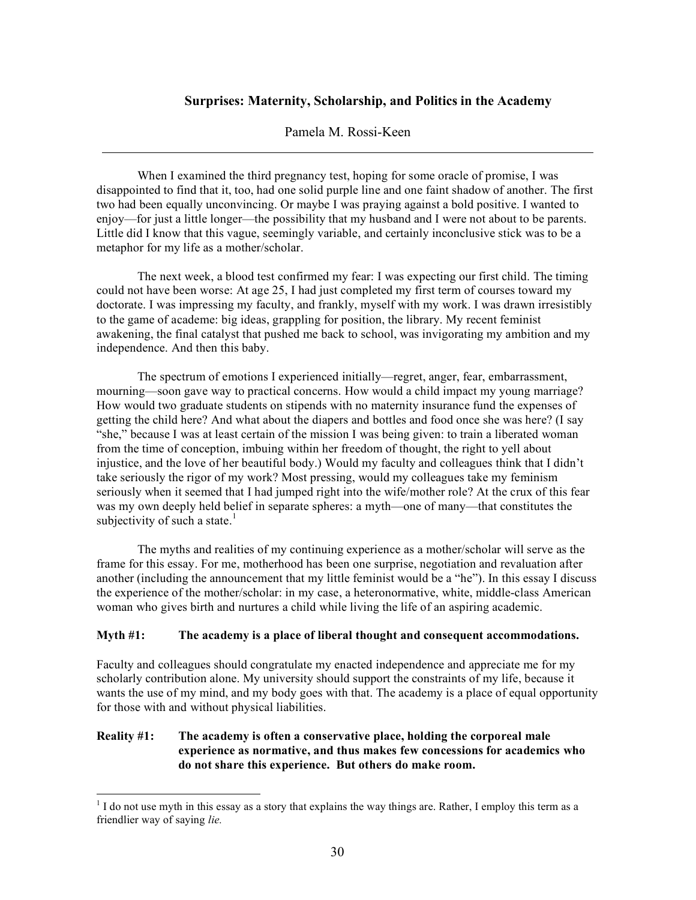## Surprises: Maternity, Scholarship, and Politics in the Academy

Pamela M. Rossi-Keen

---

When I examined the third pregnancy test, hoping for some oracle of promise, I was disappointed to find that it, too, had one solid purple line and one faint shadow of another. The first two had been equally unconvincing. Or maybe I was praying against a bold positive. I wanted to enjoy—for just a little longer—the possibility that my husband and I were not about to be parents. Little did I know that this vague, seemingly variable, and certainly inconclusive stick was to be a metaphor for my life as a mother/scholar.

The next week, a blood test confirmed my fear: I was expecting our first child. The timing could not have been worse: At age 25, I had just completed my first term of courses toward my doctorate. I was impressing my faculty, and frankly, myself with my work. I was drawn irresistibly to the game of academe: big ideas, grappling for position, the library. My recent feminist awakening, the final catalyst that pushed me back to school, was invigorating my ambition and my independence. And then this baby.

The spectrum of emotions I experienced initially—regret, anger, fear, embarrassment, mourning—soon gave way to practical concerns. How would a child impact my young marriage? How would two graduate students on stipends with no maternity insurance fund the expenses of getting the child here? And what about the diapers and bottles and food once she was here? (I say "she," because I was at least certain of the mission I was being given: to train a liberated woman from the time of conception, imbuing within her freedom of thought, the right to yell about injustice, and the love of her beautiful body.) Would my faculty and colleagues think that I didn't take seriously the rigor of my work? Most pressing, would my colleagues take my feminism seriously when it seemed that I had jumped right into the wife/mother role? At the crux of this fear was my own deeply held belief in separate spheres: a myth—one of many—that constitutes the subjectivity of such a state.[1]

The myths and realities of my continuing experience as a mother/scholar will serve as the frame for this essay. For me, motherhood has been one surprise, negotiation and revaluation after another (including the announcement that my little feminist would be a "he"). In this essay I discuss the experience of the mother/scholar: in my case, a heteronormative, white, middle-class American woman who gives birth and nurtures a child while living the life of an aspiring academic.

**Myth #1: The academy is a place of liberal thought and consequent accommodations.**

Faculty and colleagues should congratulate my enacted independence and appreciate me for my scholarly contribution alone. My university should support the constraints of my life, because it wants the use of my mind, and my body goes with that. The academy is a place of equal opportunity for those with and without physical liabilities.

**Reality #1: The academy is often a conservative place, holding the corporeal male experience as normative, and thus makes few concessions for academics who do not share this experience. But others do make room.**

---

[1] I do not use myth in this essay as a story that explains the way things are. Rather, I employ this term as a friendlier way of saying *lie.*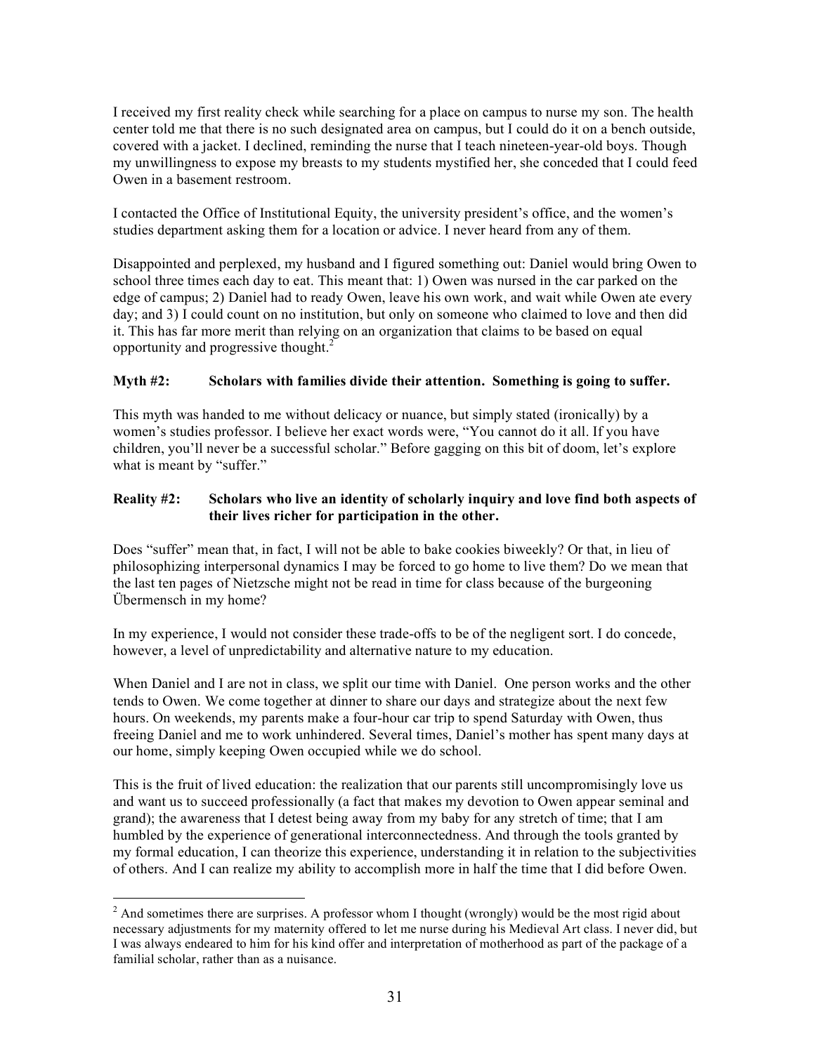I received my first reality check while searching for a place on campus to nurse my son. The health center told me that there is no such designated area on campus, but I could do it on a bench outside, covered with a jacket. I declined, reminding the nurse that I teach nineteen-year-old boys. Though my unwillingness to expose my breasts to my students mystified her, she conceded that I could feed Owen in a basement restroom.

I contacted the Office of Institutional Equity, the university president's office, and the women's studies department asking them for a location or advice. I never heard from any of them.

Disappointed and perplexed, my husband and I figured something out: Daniel would bring Owen to school three times each day to eat. This meant that: 1) Owen was nursed in the car parked on the edge of campus; 2) Daniel had to ready Owen, leave his own work, and wait while Owen ate every day; and 3) I could count on no institution, but only on someone who claimed to love and then did it. This has far more merit than relying on an organization that claims to be based on equal opportunity and progressive thought.[2]

**Myth #2: Scholars with families divide their attention. Something is going to suffer.**

This myth was handed to me without delicacy or nuance, but simply stated (ironically) by a women's studies professor. I believe her exact words were, "You cannot do it all. If you have children, you'll never be a successful scholar." Before gagging on this bit of doom, let's explore what is meant by "suffer."

**Reality #2: Scholars who live an identity of scholarly inquiry and love find both aspects of their lives richer for participation in the other.**

Does "suffer" mean that, in fact, I will not be able to bake cookies biweekly? Or that, in lieu of philosophizing interpersonal dynamics I may be forced to go home to live them? Do we mean that the last ten pages of Nietzsche might not be read in time for class because of the burgeoning Übermensch in my home?

In my experience, I would not consider these trade-offs to be of the negligent sort. I do concede, however, a level of unpredictability and alternative nature to my education.

When Daniel and I are not in class, we split our time with Daniel. One person works and the other tends to Owen. We come together at dinner to share our days and strategize about the next few hours. On weekends, my parents make a four-hour car trip to spend Saturday with Owen, thus freeing Daniel and me to work unhindered. Several times, Daniel's mother has spent many days at our home, simply keeping Owen occupied while we do school.

This is the fruit of lived education: the realization that our parents still uncompromisingly love us and want us to succeed professionally (a fact that makes my devotion to Owen appear seminal and grand); the awareness that I detest being away from my baby for any stretch of time; that I am humbled by the experience of generational interconnectedness. And through the tools granted by my formal education, I can theorize this experience, understanding it in relation to the subjectivities of others. And I can realize my ability to accomplish more in half the time that I did before Owen.

[2] And sometimes there are surprises. A professor whom I thought (wrongly) would be the most rigid about necessary adjustments for my maternity offered to let me nurse during his Medieval Art class. I never did, but I was always endeared to him for his kind offer and interpretation of motherhood as part of the package of a familial scholar, rather than as a nuisance.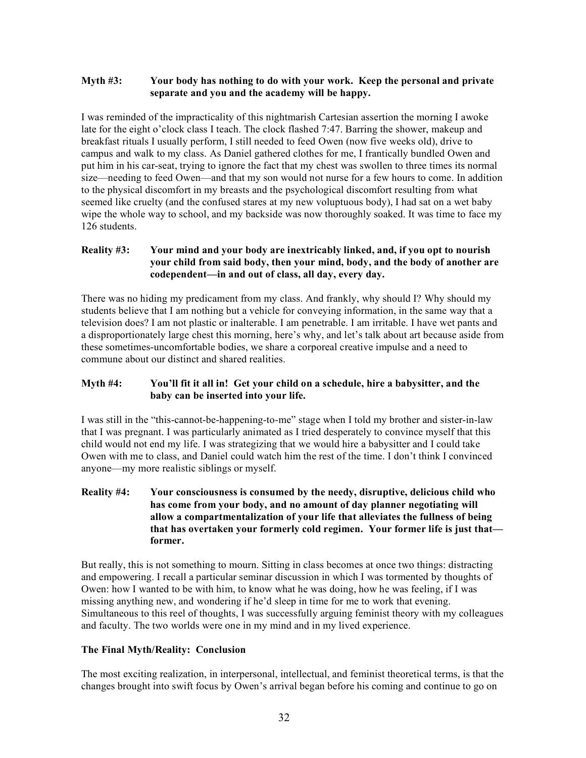**Myth #3: Your body has nothing to do with your work. Keep the personal and private separate and you and the academy will be happy.**

I was reminded of the impracticality of this nightmarish Cartesian assertion the morning I awoke late for the eight o'clock class I teach. The clock flashed 7:47. Barring the shower, makeup and breakfast rituals I usually perform, I still needed to feed Owen (now five weeks old), drive to campus and walk to my class. As Daniel gathered clothes for me, I frantically bundled Owen and put him in his car-seat, trying to ignore the fact that my chest was swollen to three times its normal size—needing to feed Owen—and that my son would not nurse for a few hours to come. In addition to the physical discomfort in my breasts and the psychological discomfort resulting from what seemed like cruelty (and the confused stares at my new voluptuous body), I had sat on a wet baby wipe the whole way to school, and my backside was now thoroughly soaked. It was time to face my 126 students.

**Reality #3: Your mind and your body are inextricably linked, and, if you opt to nourish your child from said body, then your mind, body, and the body of another are codependent—in and out of class, all day, every day.**

There was no hiding my predicament from my class. And frankly, why should I? Why should my students believe that I am nothing but a vehicle for conveying information, in the same way that a television does? I am not plastic or inalterable. I am penetrable. I am irritable. I have wet pants and a disproportionately large chest this morning, here's why, and let's talk about art because aside from these sometimes-uncomfortable bodies, we share a corporeal creative impulse and a need to commune about our distinct and shared realities.

**Myth #4: You'll fit it all in! Get your child on a schedule, hire a babysitter, and the baby can be inserted into your life.**

I was still in the "this-cannot-be-happening-to-me" stage when I told my brother and sister-in-law that I was pregnant. I was particularly animated as I tried desperately to convince myself that this child would not end my life. I was strategizing that we would hire a babysitter and I could take Owen with me to class, and Daniel could watch him the rest of the time. I don't think I convinced anyone—my more realistic siblings or myself.

**Reality #4: Your consciousness is consumed by the needy, disruptive, delicious child who has come from your body, and no amount of day planner negotiating will allow a compartmentalization of your life that alleviates the fullness of being that has overtaken your formerly cold regimen. Your former life is just that—former.**

But really, this is not something to mourn. Sitting in class becomes at once two things: distracting and empowering. I recall a particular seminar discussion in which I was tormented by thoughts of Owen: how I wanted to be with him, to know what he was doing, how he was feeling, if I was missing anything new, and wondering if he'd sleep in time for me to work that evening. Simultaneous to this reel of thoughts, I was successfully arguing feminist theory with my colleagues and faculty. The two worlds were one in my mind and in my lived experience.

**The Final Myth/Reality: Conclusion**

The most exciting realization, in interpersonal, intellectual, and feminist theoretical terms, is that the changes brought into swift focus by Owen's arrival began before his coming and continue to go on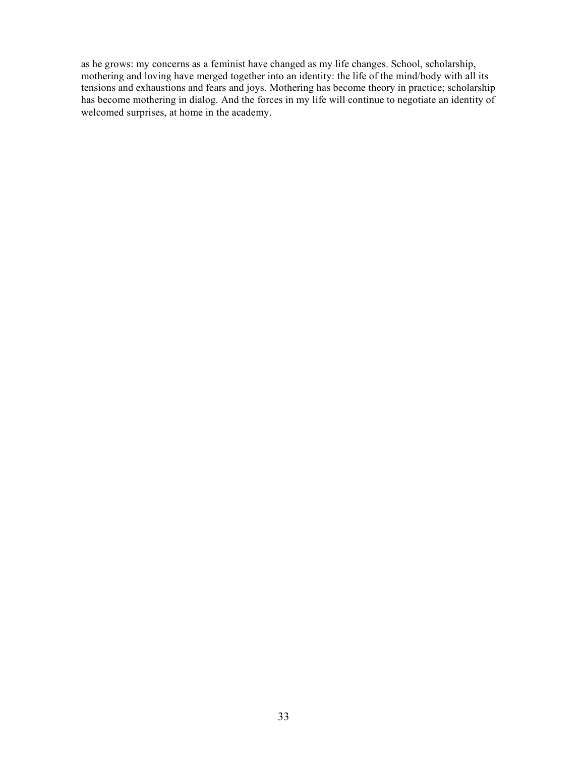as he grows: my concerns as a feminist have changed as my life changes. School, scholarship, mothering and loving have merged together into an identity: the life of the mind/body with all its tensions and exhaustions and fears and joys. Mothering has become theory in practice; scholarship has become mothering in dialog. And the forces in my life will continue to negotiate an identity of welcomed surprises, at home in the academy.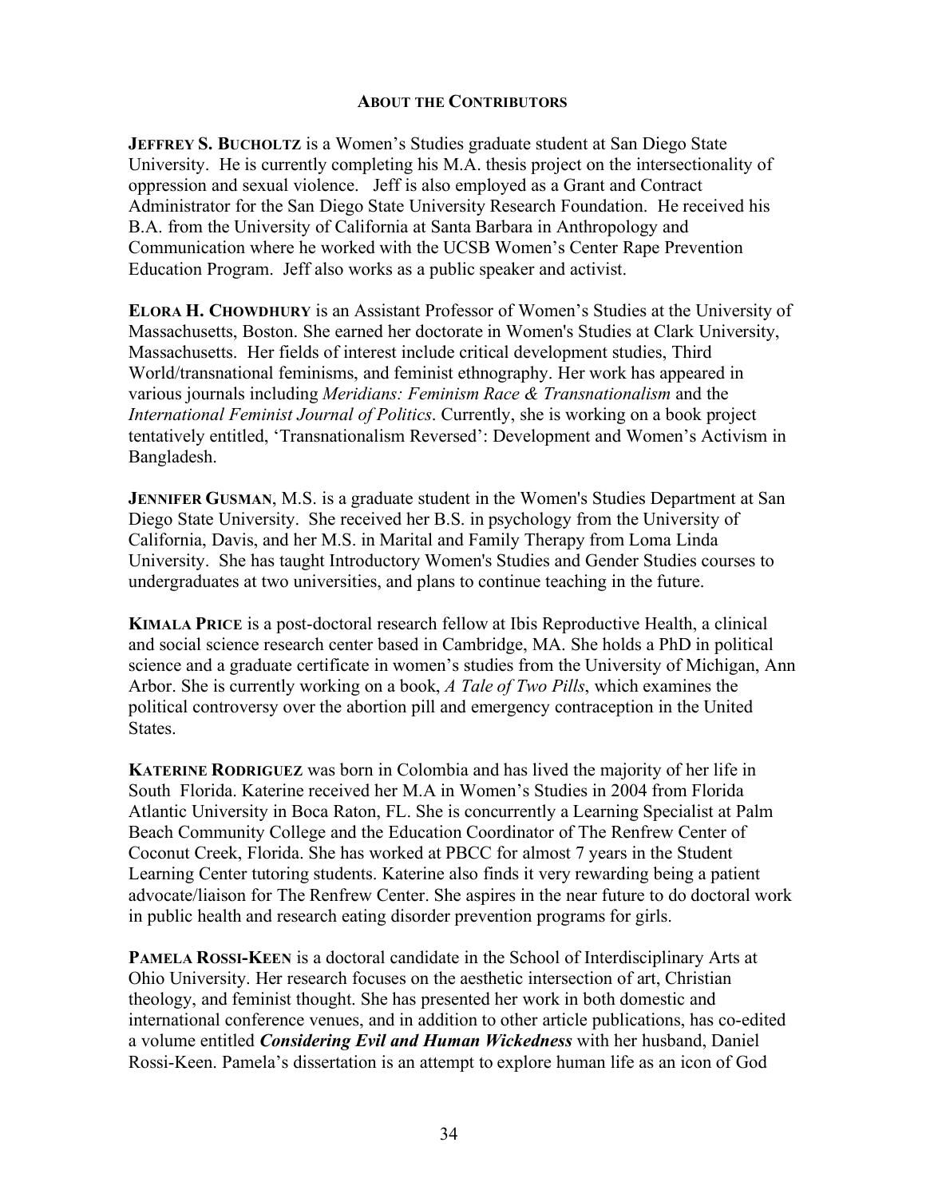## About the Contributors

**Jeffrey S. Bucholtz** is a Women's Studies graduate student at San Diego State University. He is currently completing his M.A. thesis project on the intersectionality of oppression and sexual violence. Jeff is also employed as a Grant and Contract Administrator for the San Diego State University Research Foundation. He received his B.A. from the University of California at Santa Barbara in Anthropology and Communication where he worked with the UCSB Women's Center Rape Prevention Education Program. Jeff also works as a public speaker and activist.

**Elora H. Chowdhury** is an Assistant Professor of Women's Studies at the University of Massachusetts, Boston. She earned her doctorate in Women's Studies at Clark University, Massachusetts. Her fields of interest include critical development studies, Third World/transnational feminisms, and feminist ethnography. Her work has appeared in various journals including *Meridians: Feminism Race & Transnationalism* and the *International Feminist Journal of Politics*. Currently, she is working on a book project tentatively entitled, 'Transnationalism Reversed': Development and Women's Activism in Bangladesh.

**Jennifer Gusman**, M.S. is a graduate student in the Women's Studies Department at San Diego State University. She received her B.S. in psychology from the University of California, Davis, and her M.S. in Marital and Family Therapy from Loma Linda University. She has taught Introductory Women's Studies and Gender Studies courses to undergraduates at two universities, and plans to continue teaching in the future.

**Kimala Price** is a post-doctoral research fellow at Ibis Reproductive Health, a clinical and social science research center based in Cambridge, MA. She holds a PhD in political science and a graduate certificate in women's studies from the University of Michigan, Ann Arbor. She is currently working on a book, *A Tale of Two Pills*, which examines the political controversy over the abortion pill and emergency contraception in the United States.

**Katerine Rodriguez** was born in Colombia and has lived the majority of her life in South Florida. Katerine received her M.A in Women's Studies in 2004 from Florida Atlantic University in Boca Raton, FL. She is concurrently a Learning Specialist at Palm Beach Community College and the Education Coordinator of The Renfrew Center of Coconut Creek, Florida. She has worked at PBCC for almost 7 years in the Student Learning Center tutoring students. Katerine also finds it very rewarding being a patient advocate/liaison for The Renfrew Center. She aspires in the near future to do doctoral work in public health and research eating disorder prevention programs for girls.

**Pamela Rossi-Keen** is a doctoral candidate in the School of Interdisciplinary Arts at Ohio University. Her research focuses on the aesthetic intersection of art, Christian theology, and feminist thought. She has presented her work in both domestic and international conference venues, and in addition to other article publications, has co-edited a volume entitled ***Considering Evil and Human Wickedness*** with her husband, Daniel Rossi-Keen. Pamela's dissertation is an attempt to explore human life as an icon of God